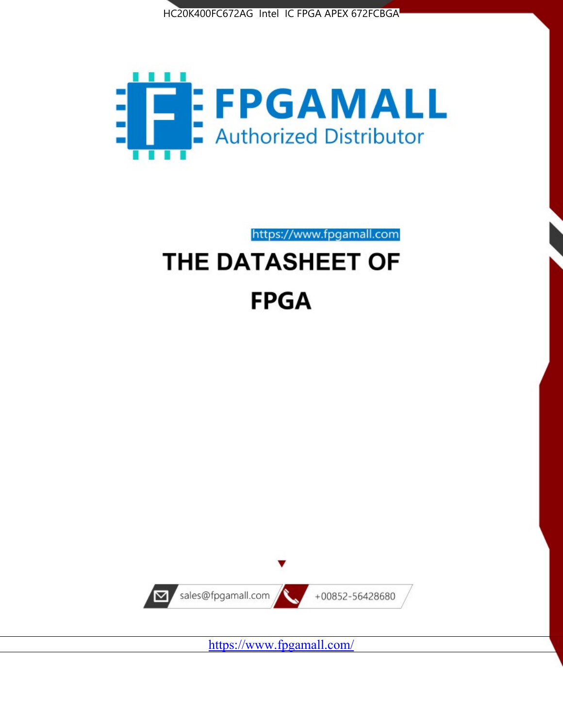HC20K400FC672AG Intel IC FPGA APEX 672FCBGA

FPGAMALL

Authorized Distributor

https://www.fpgamall.com

# THE DATASHEET OF

# FPGA

sales@fpgamall.com +00852-56428680

https://www.fpgamall.com/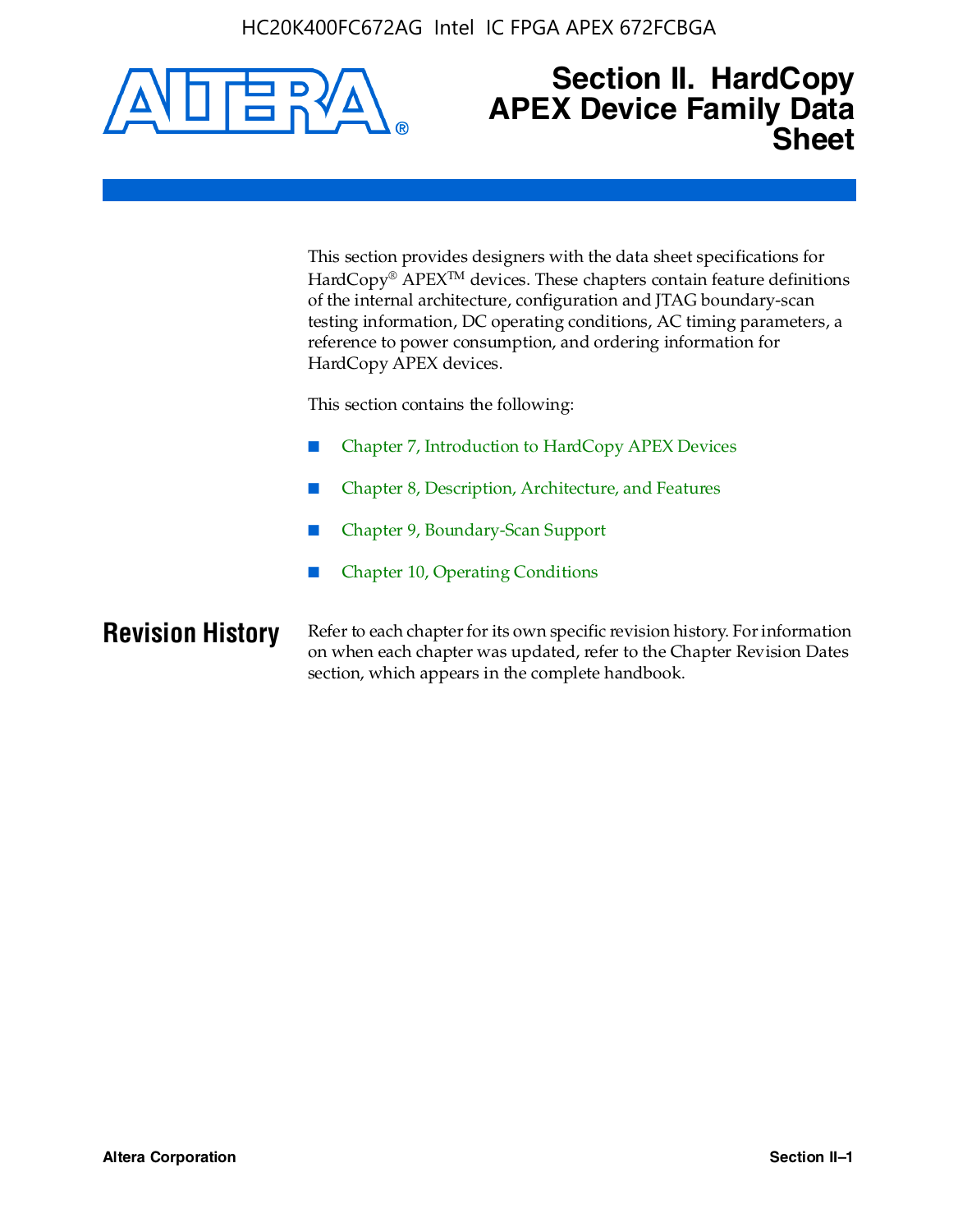# Section II. HardCopy APEX Device Family Data Sheet

This section provides designers with the data sheet specifications for HardCopy® APEX™ devices. These chapters contain feature definitions of the internal architecture, configuration and JTAG boundary-scan testing information, DC operating conditions, AC timing parameters, a reference to power consumption, and ordering information for HardCopy APEX devices.

This section contains the following:

- Chapter 7, Introduction to HardCopy APEX Devices
- Chapter 8, Description, Architecture, and Features
- Chapter 9, Boundary-Scan Support
- Chapter 10, Operating Conditions

## Revision History

Refer to each chapter for its own specific revision history. For information on when each chapter was updated, refer to the Chapter Revision Dates section, which appears in the complete handbook.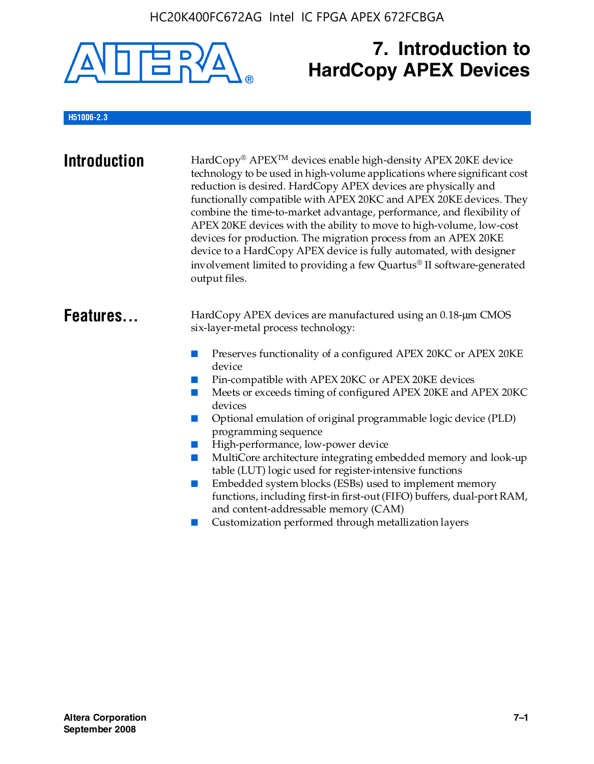# 7. Introduction to HardCopy APEX Devices

H51006-2.3

## Introduction

HardCopy® APEX™ devices enable high-density APEX 20KE device technology to be used in high-volume applications where significant cost reduction is desired. HardCopy APEX devices are physically and functionally compatible with APEX 20KC and APEX 20KE devices. They combine the time-to-market advantage, performance, and flexibility of APEX 20KE devices with the ability to move to high-volume, low-cost devices for production. The migration process from an APEX 20KE device to a HardCopy APEX device is fully automated, with designer involvement limited to providing a few Quartus® II software-generated output files.

## Features...

HardCopy APEX devices are manufactured using an 0.18-μm CMOS six-layer-metal process technology:

- Preserves functionality of a configured APEX 20KC or APEX 20KE device
- Pin-compatible with APEX 20KC or APEX 20KE devices
- Meets or exceeds timing of configured APEX 20KE and APEX 20KC devices
- Optional emulation of original programmable logic device (PLD) programming sequence
- High-performance, low-power device
- MultiCore architecture integrating embedded memory and look-up table (LUT) logic used for register-intensive functions
- Embedded system blocks (ESBs) used to implement memory functions, including first-in first-out (FIFO) buffers, dual-port RAM, and content-addressable memory (CAM)
- Customization performed through metallization layers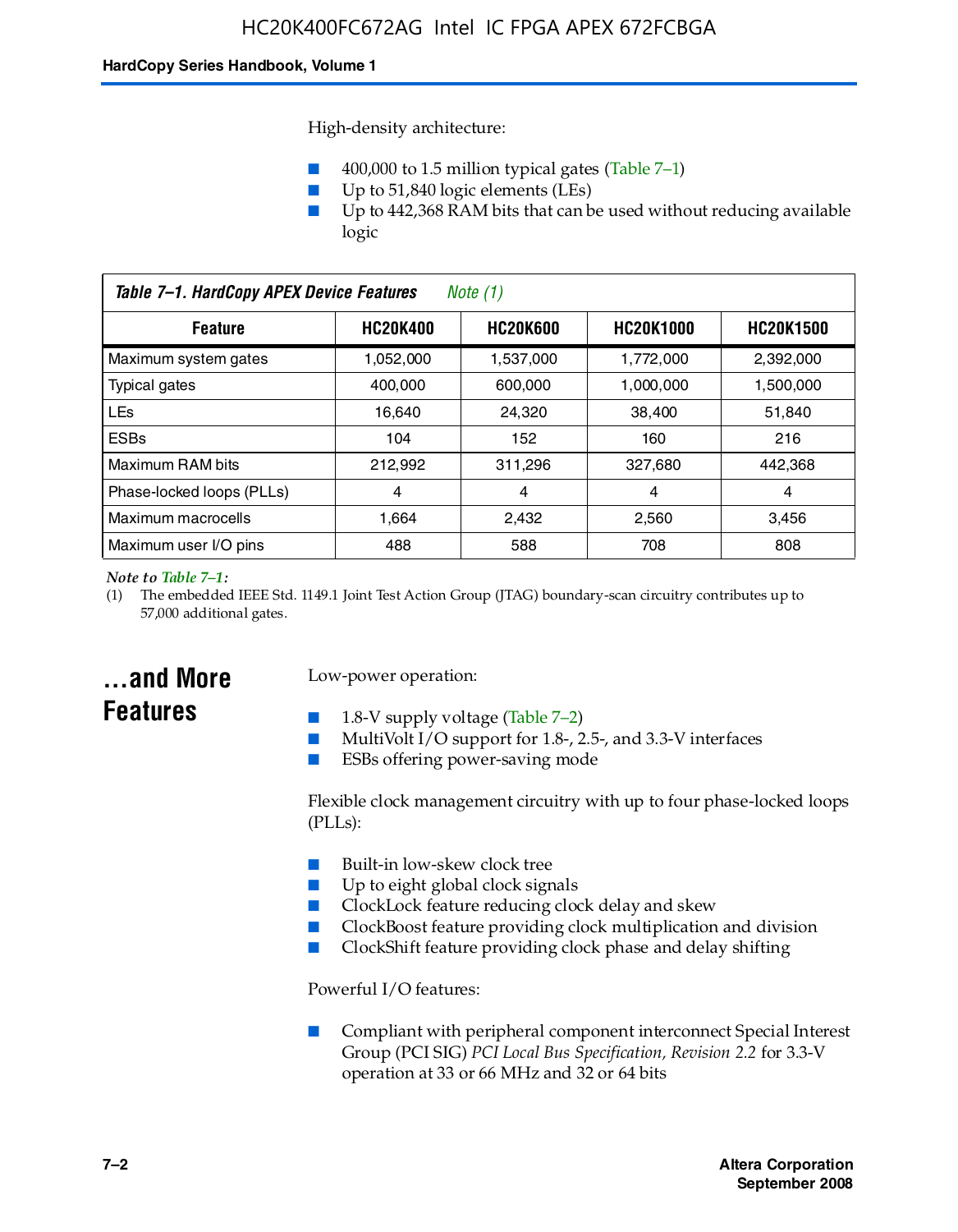High-density architecture:

- 400,000 to 1.5 million typical gates (Table 7–1)
- Up to 51,840 logic elements (LEs)
- Up to 442,368 RAM bits that can be used without reducing available logic

*Table 7–1. HardCopy APEX Device Features Note (1)*

| Feature | HC20K400 | HC20K600 | HC20K1000 | HC20K1500 |
|---|---|---|---|---|
| Maximum system gates | 1,052,000 | 1,537,000 | 1,772,000 | 2,392,000 |
| Typical gates | 400,000 | 600,000 | 1,000,000 | 1,500,000 |
| LEs | 16,640 | 24,320 | 38,400 | 51,840 |
| ESBs | 104 | 152 | 160 | 216 |
| Maximum RAM bits | 212,992 | 311,296 | 327,680 | 442,368 |
| Phase-locked loops (PLLs) | 4 | 4 | 4 | 4 |
| Maximum macrocells | 1,664 | 2,432 | 2,560 | 3,456 |
| Maximum user I/O pins | 488 | 588 | 708 | 808 |

*Note to Table 7–1:*
(1) The embedded IEEE Std. 1149.1 Joint Test Action Group (JTAG) boundary-scan circuitry contributes up to 57,000 additional gates.

## ...and More Features

Low-power operation:

- 1.8-V supply voltage (Table 7–2)
- MultiVolt I/O support for 1.8-, 2.5-, and 3.3-V interfaces
- ESBs offering power-saving mode

Flexible clock management circuitry with up to four phase-locked loops (PLLs):

- Built-in low-skew clock tree
- Up to eight global clock signals
- ClockLock feature reducing clock delay and skew
- ClockBoost feature providing clock multiplication and division
- ClockShift feature providing clock phase and delay shifting

Powerful I/O features:

- Compliant with peripheral component interconnect Special Interest Group (PCI SIG) *PCI Local Bus Specification, Revision 2.2* for 3.3-V operation at 33 or 66 MHz and 32 or 64 bits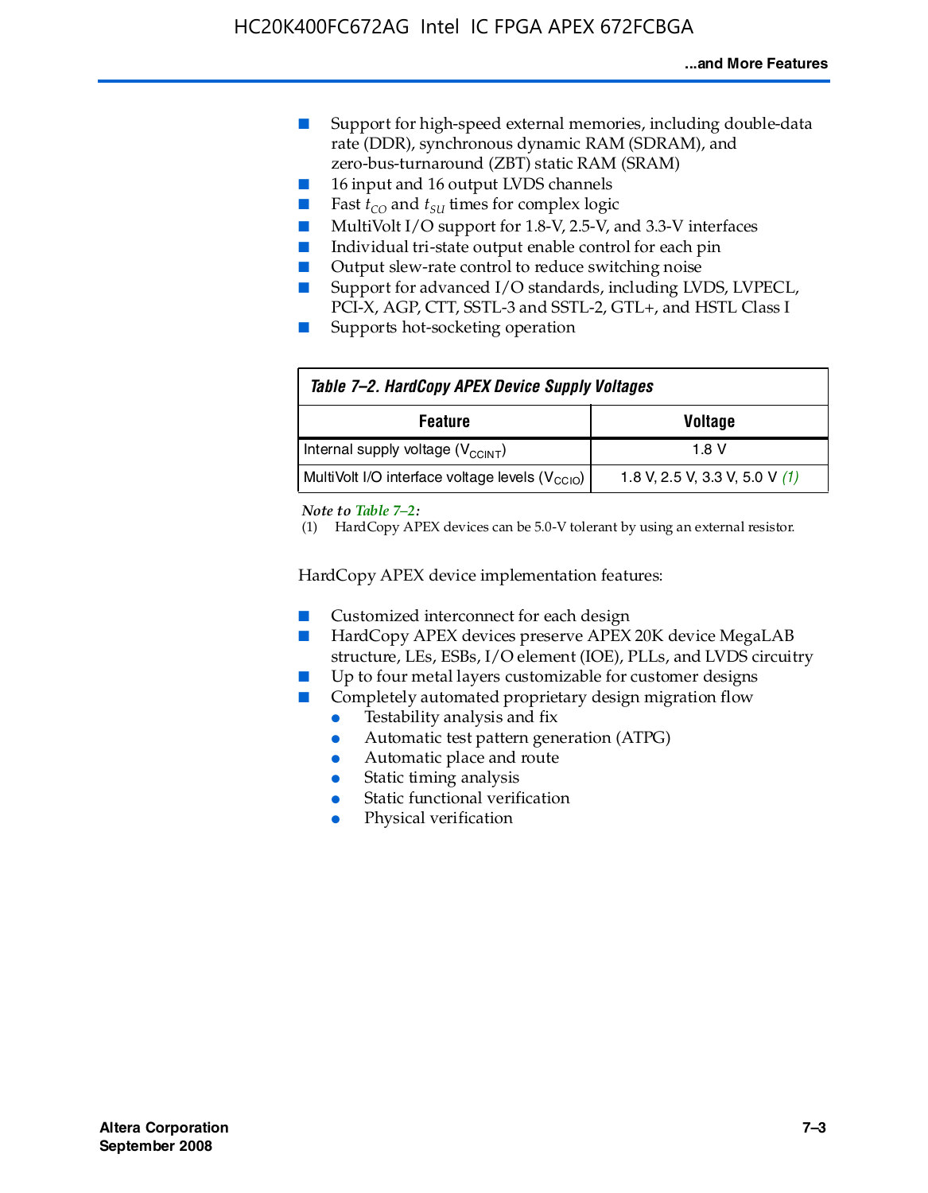- Support for high-speed external memories, including double-data rate (DDR), synchronous dynamic RAM (SDRAM), and zero-bus-turnaround (ZBT) static RAM (SRAM)
- 16 input and 16 output LVDS channels
- Fast $t_{CO}$ and $t_{SU}$ times for complex logic
- MultiVolt I/O support for 1.8-V, 2.5-V, and 3.3-V interfaces
- Individual tri-state output enable control for each pin
- Output slew-rate control to reduce switching noise
- Support for advanced I/O standards, including LVDS, LVPECL, PCI-X, AGP, CTT, SSTL-3 and SSTL-2, GTL+, and HSTL Class I
- Supports hot-socketing operation

*Table 7–2. HardCopy APEX Device Supply Voltages*

| Feature | Voltage |
|---|---|
| Internal supply voltage ($V_{CCINT}$) | 1.8 V |
| MultiVolt I/O interface voltage levels ($V_{CCIO}$) | 1.8 V, 2.5 V, 3.3 V, 5.0 V *(1)* |

*Note to Table 7–2:*

(1) HardCopy APEX devices can be 5.0-V tolerant by using an external resistor.

HardCopy APEX device implementation features:

- Customized interconnect for each design
- HardCopy APEX devices preserve APEX 20K device MegaLAB structure, LEs, ESBs, I/O element (IOE), PLLs, and LVDS circuitry
- Up to four metal layers customizable for customer designs
- Completely automated proprietary design migration flow
  - Testability analysis and fix
  - Automatic test pattern generation (ATPG)
  - Automatic place and route
  - Static timing analysis
  - Static functional verification
  - Physical verification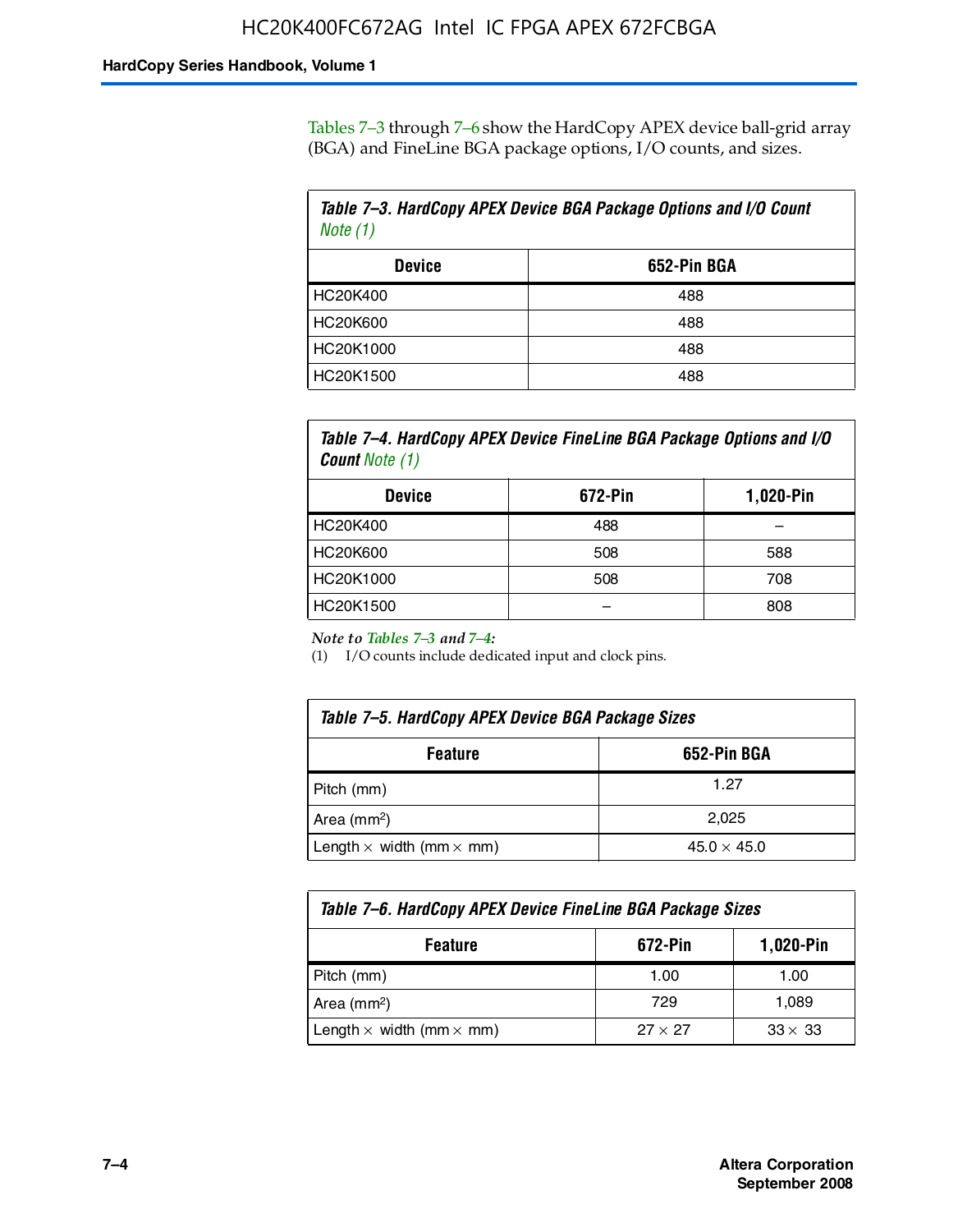Tables 7–3 through 7–6 show the HardCopy APEX device ball-grid array (BGA) and FineLine BGA package options, I/O counts, and sizes.

**Table 7–3. HardCopy APEX Device BGA Package Options and I/O Count** *Note (1)*

| Device | 652-Pin BGA |
|---|---|
| HC20K400 | 488 |
| HC20K600 | 488 |
| HC20K1000 | 488 |
| HC20K1500 | 488 |

**Table 7–4. HardCopy APEX Device FineLine BGA Package Options and I/O Count** *Note (1)*

| Device | 672-Pin | 1,020-Pin |
|---|---|---|
| HC20K400 | 488 | – |
| HC20K600 | 508 | 588 |
| HC20K1000 | 508 | 708 |
| HC20K1500 | – | 808 |

*Note to Tables 7–3 and 7–4:*

(1) I/O counts include dedicated input and clock pins.

**Table 7–5. HardCopy APEX Device BGA Package Sizes**

| Feature | 652-Pin BGA |
|---|---|
| Pitch (mm) | 1.27 |
| Area ($mm^2$) | 2,025 |
| Length × width (mm × mm) | 45.0 × 45.0 |

**Table 7–6. HardCopy APEX Device FineLine BGA Package Sizes**

| Feature | 672-Pin | 1,020-Pin |
|---|---|---|
| Pitch (mm) | 1.00 | 1.00 |
| Area ($mm^2$) | 729 | 1,089 |
| Length × width (mm × mm) | 27 × 27 | 33 × 33 |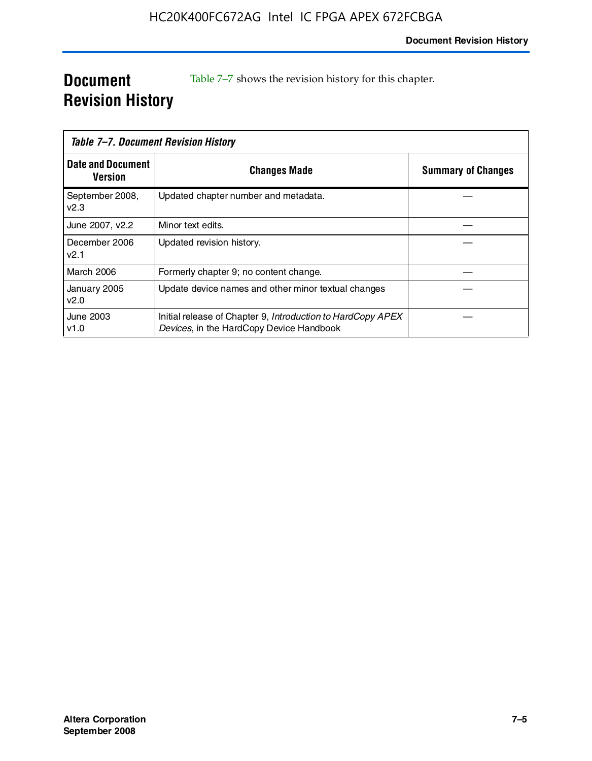# Document Revision History

Table 7–7 shows the revision history for this chapter.

*Table 7–7. Document Revision History*

| Date and Document Version | Changes Made | Summary of Changes |
|---|---|---|
| September 2008, v2.3 | Updated chapter number and metadata. | — |
| June 2007, v2.2 | Minor text edits. | — |
| December 2006 v2.1 | Updated revision history. | — |
| March 2006 | Formerly chapter 9; no content change. | — |
| January 2005 v2.0 | Update device names and other minor textual changes | — |
| June 2003 v1.0 | Initial release of Chapter 9, *Introduction to HardCopy APEX Devices*, in the HardCopy Device Handbook | — |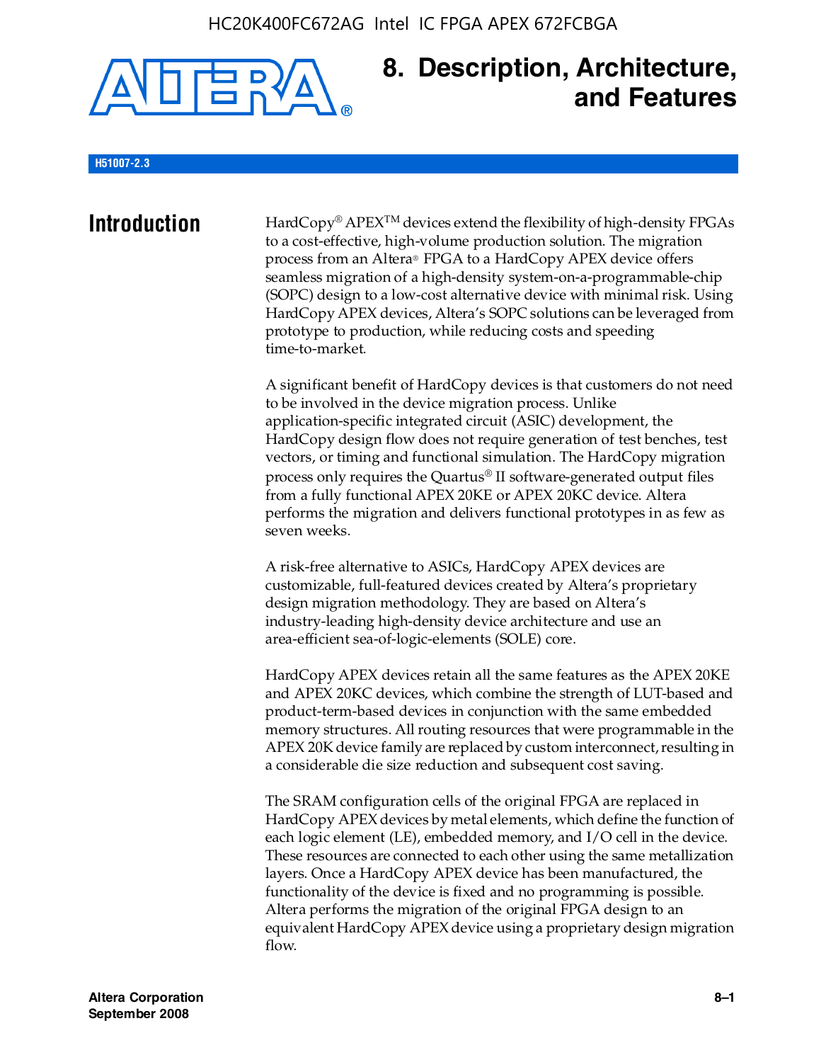# 8. Description, Architecture, and Features

**H51007-2.3**

## Introduction

HardCopy® APEX™ devices extend the flexibility of high-density FPGAs to a cost-effective, high-volume production solution. The migration process from an Altera® FPGA to a HardCopy APEX device offers seamless migration of a high-density system-on-a-programmable-chip (SOPC) design to a low-cost alternative device with minimal risk. Using HardCopy APEX devices, Altera's SOPC solutions can be leveraged from prototype to production, while reducing costs and speeding time-to-market.

A significant benefit of HardCopy devices is that customers do not need to be involved in the device migration process. Unlike application-specific integrated circuit (ASIC) development, the HardCopy design flow does not require generation of test benches, test vectors, or timing and functional simulation. The HardCopy migration process only requires the Quartus® II software-generated output files from a fully functional APEX 20KE or APEX 20KC device. Altera performs the migration and delivers functional prototypes in as few as seven weeks.

A risk-free alternative to ASICs, HardCopy APEX devices are customizable, full-featured devices created by Altera's proprietary design migration methodology. They are based on Altera's industry-leading high-density device architecture and use an area-efficient sea-of-logic-elements (SOLE) core.

HardCopy APEX devices retain all the same features as the APEX 20KE and APEX 20KC devices, which combine the strength of LUT-based and product-term-based devices in conjunction with the same embedded memory structures. All routing resources that were programmable in the APEX 20K device family are replaced by custom interconnect, resulting in a considerable die size reduction and subsequent cost saving.

The SRAM configuration cells of the original FPGA are replaced in HardCopy APEX devices by metal elements, which define the function of each logic element (LE), embedded memory, and I/O cell in the device. These resources are connected to each other using the same metallization layers. Once a HardCopy APEX device has been manufactured, the functionality of the device is fixed and no programming is possible. Altera performs the migration of the original FPGA design to an equivalent HardCopy APEX device using a proprietary design migration flow.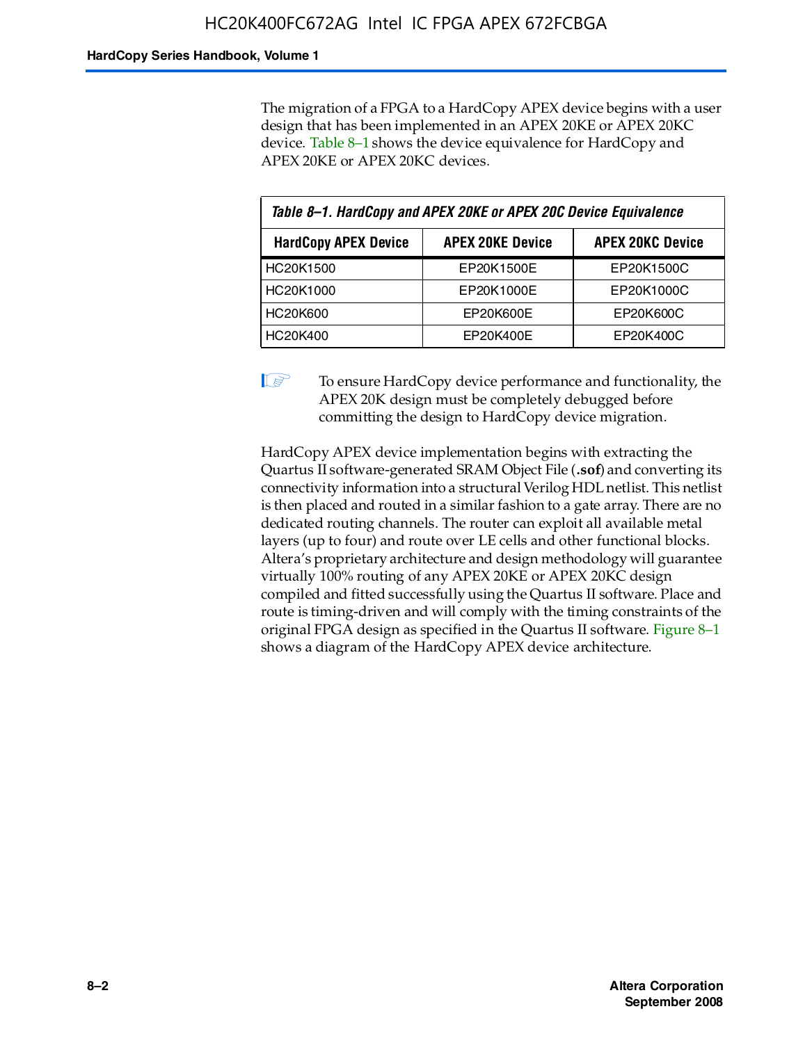The migration of a FPGA to a HardCopy APEX device begins with a user design that has been implemented in an APEX 20KE or APEX 20KC device. Table 8–1 shows the device equivalence for HardCopy and APEX 20KE or APEX 20KC devices.

*Table 8–1. HardCopy and APEX 20KE or APEX 20C Device Equivalence*

| HardCopy APEX Device | APEX 20KE Device | APEX 20KC Device |
|---|---|---|
| HC20K1500 | EP20K1500E | EP20K1500C |
| HC20K1000 | EP20K1000E | EP20K1000C |
| HC20K600 | EP20K600E | EP20K600C |
| HC20K400 | EP20K400E | EP20K400C |

To ensure HardCopy device performance and functionality, the APEX 20K design must be completely debugged before committing the design to HardCopy device migration.

HardCopy APEX device implementation begins with extracting the Quartus II software-generated SRAM Object File (**.sof**) and converting its connectivity information into a structural Verilog HDL netlist. This netlist is then placed and routed in a similar fashion to a gate array. There are no dedicated routing channels. The router can exploit all available metal layers (up to four) and route over LE cells and other functional blocks. Altera's proprietary architecture and design methodology will guarantee virtually 100% routing of any APEX 20KE or APEX 20KC design compiled and fitted successfully using the Quartus II software. Place and route is timing-driven and will comply with the timing constraints of the original FPGA design as specified in the Quartus II software. Figure 8–1 shows a diagram of the HardCopy APEX device architecture.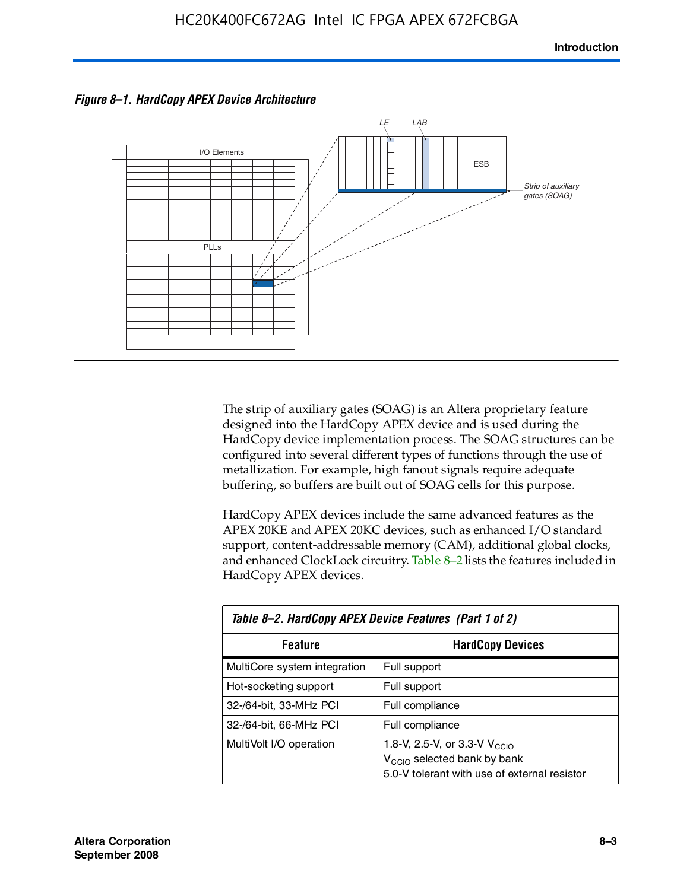*Figure 8–1. HardCopy APEX Device Architecture*

The strip of auxiliary gates (SOAG) is an Altera proprietary feature designed into the HardCopy APEX device and is used during the HardCopy device implementation process. The SOAG structures can be configured into several different types of functions through the use of metallization. For example, high fanout signals require adequate buffering, so buffers are built out of SOAG cells for this purpose.

HardCopy APEX devices include the same advanced features as the APEX 20KE and APEX 20KC devices, such as enhanced I/O standard support, content-addressable memory (CAM), additional global clocks, and enhanced ClockLock circuitry. Table 8–2 lists the features included in HardCopy APEX devices.

*Table 8–2. HardCopy APEX Device Features (Part 1 of 2)*

| Feature | HardCopy Devices |
|---|---|
| MultiCore system integration | Full support |
| Hot-socketing support | Full support |
| 32-/64-bit, 33-MHz PCI | Full compliance |
| 32-/64-bit, 66-MHz PCI | Full compliance |
| MultiVolt I/O operation | 1.8-V, 2.5-V, or 3.3-V $V_{CCIO}$<br>$V_{CCIO}$ selected bank by bank<br>5.0-V tolerant with use of external resistor |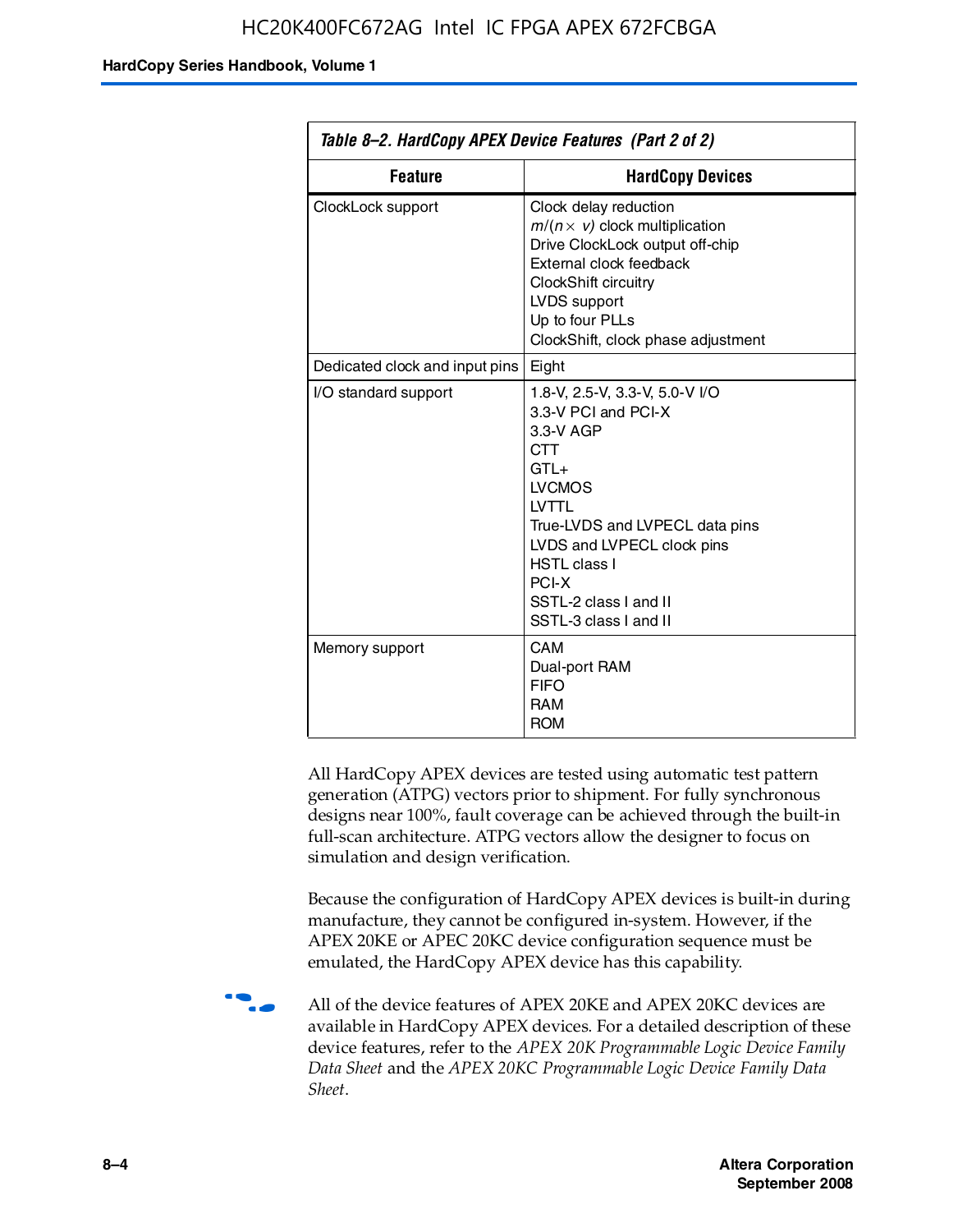**Table 8–2. HardCopy APEX Device Features (Part 2 of 2)**

| Feature | HardCopy Devices |
|---|---|
| ClockLock support | Clock delay reduction<br>$m/(n \times v)$ clock multiplication<br>Drive ClockLock output off-chip<br>External clock feedback<br>ClockShift circuitry<br>LVDS support<br>Up to four PLLs<br>ClockShift, clock phase adjustment |
| Dedicated clock and input pins | Eight |
| I/O standard support | 1.8-V, 2.5-V, 3.3-V, 5.0-V I/O<br>3.3-V PCI and PCI-X<br>3.3-V AGP<br>CTT<br>GTL+<br>LVCMOS<br>LVTTL<br>True-LVDS and LVPECL data pins<br>LVDS and LVPECL clock pins<br>HSTL class I<br>PCI-X<br>SSTL-2 class I and II<br>SSTL-3 class I and II |
| Memory support | CAM<br>Dual-port RAM<br>FIFO<br>RAM<br>ROM |

All HardCopy APEX devices are tested using automatic test pattern generation (ATPG) vectors prior to shipment. For fully synchronous designs near 100%, fault coverage can be achieved through the built-in full-scan architecture. ATPG vectors allow the designer to focus on simulation and design verification.

Because the configuration of HardCopy APEX devices is built-in during manufacture, they cannot be configured in-system. However, if the APEX 20KE or APEC 20KC device configuration sequence must be emulated, the HardCopy APEX device has this capability.

All of the device features of APEX 20KE and APEX 20KC devices are available in HardCopy APEX devices. For a detailed description of these device features, refer to the *APEX 20K Programmable Logic Device Family Data Sheet* and the *APEX 20KC Programmable Logic Device Family Data Sheet*.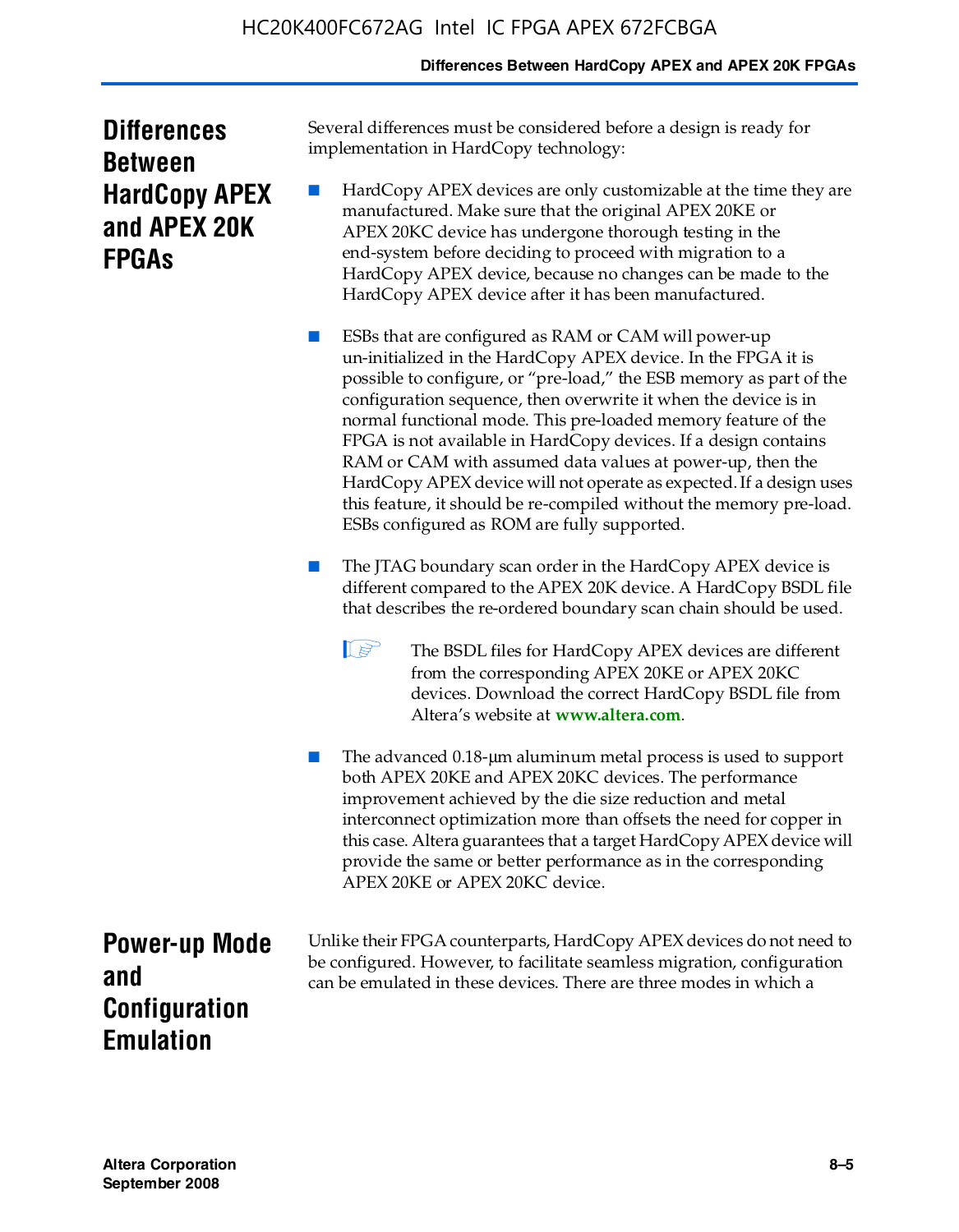## Differences Between HardCopy APEX and APEX 20K FPGAs

Several differences must be considered before a design is ready for implementation in HardCopy technology:

- HardCopy APEX devices are only customizable at the time they are manufactured. Make sure that the original APEX 20KE or APEX 20KC device has undergone thorough testing in the end-system before deciding to proceed with migration to a HardCopy APEX device, because no changes can be made to the HardCopy APEX device after it has been manufactured.

- ESBs that are configured as RAM or CAM will power-up un-initialized in the HardCopy APEX device. In the FPGA it is possible to configure, or "pre-load," the ESB memory as part of the configuration sequence, then overwrite it when the device is in normal functional mode. This pre-loaded memory feature of the FPGA is not available in HardCopy devices. If a design contains RAM or CAM with assumed data values at power-up, then the HardCopy APEX device will not operate as expected. If a design uses this feature, it should be re-compiled without the memory pre-load. ESBs configured as ROM are fully supported.

- The JTAG boundary scan order in the HardCopy APEX device is different compared to the APEX 20K device. A HardCopy BSDL file that describes the re-ordered boundary scan chain should be used.

  > The BSDL files for HardCopy APEX devices are different from the corresponding APEX 20KE or APEX 20KC devices. Download the correct HardCopy BSDL file from Altera's website at **www.altera.com**.

- The advanced 0.18-μm aluminum metal process is used to support both APEX 20KE and APEX 20KC devices. The performance improvement achieved by the die size reduction and metal interconnect optimization more than offsets the need for copper in this case. Altera guarantees that a target HardCopy APEX device will provide the same or better performance as in the corresponding APEX 20KE or APEX 20KC device.

## Power-up Mode and Configuration Emulation

Unlike their FPGA counterparts, HardCopy APEX devices do not need to be configured. However, to facilitate seamless migration, configuration can be emulated in these devices. There are three modes in which a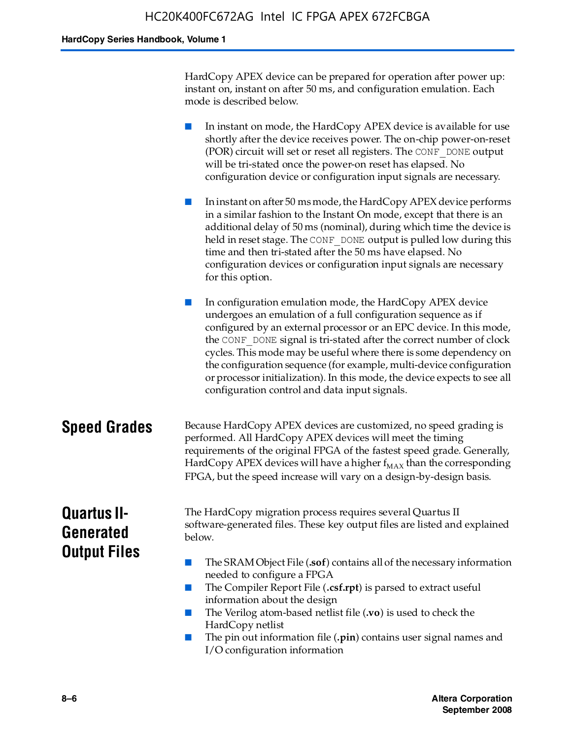HardCopy APEX device can be prepared for operation after power up: instant on, instant on after 50 ms, and configuration emulation. Each mode is described below.

- In instant on mode, the HardCopy APEX device is available for use shortly after the device receives power. The on-chip power-on-reset (POR) circuit will set or reset all registers. The `CONF_DONE` output will be tri-stated once the power-on reset has elapsed. No configuration device or configuration input signals are necessary.
- In instant on after 50 ms mode, the HardCopy APEX device performs in a similar fashion to the Instant On mode, except that there is an additional delay of 50 ms (nominal), during which time the device is held in reset stage. The `CONF_DONE` output is pulled low during this time and then tri-stated after the 50 ms have elapsed. No configuration devices or configuration input signals are necessary for this option.
- In configuration emulation mode, the HardCopy APEX device undergoes an emulation of a full configuration sequence as if configured by an external processor or an EPC device. In this mode, the `CONF_DONE` signal is tri-stated after the correct number of clock cycles. This mode may be useful where there is some dependency on the configuration sequence (for example, multi-device configuration or processor initialization). In this mode, the device expects to see all configuration control and data input signals.

## Speed Grades

Because HardCopy APEX devices are customized, no speed grading is performed. All HardCopy APEX devices will meet the timing requirements of the original FPGA of the fastest speed grade. Generally, HardCopy APEX devices will have a higher $f_{MAX}$ than the corresponding FPGA, but the speed increase will vary on a design-by-design basis.

## Quartus II-Generated Output Files

The HardCopy migration process requires several Quartus II software-generated files. These key output files are listed and explained below.

- The SRAM Object File (**.sof**) contains all of the necessary information needed to configure a FPGA
- The Compiler Report File (**.csf.rpt**) is parsed to extract useful information about the design
- The Verilog atom-based netlist file (**.vo**) is used to check the HardCopy netlist
- The pin out information file (**.pin**) contains user signal names and I/O configuration information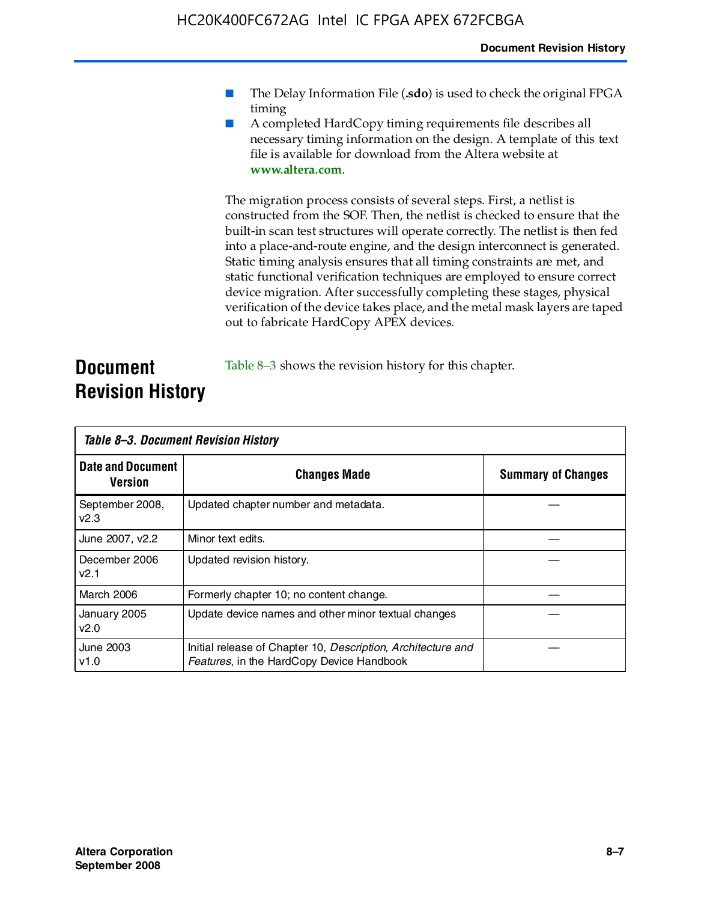- The Delay Information File (**.sdo**) is used to check the original FPGA timing
- A completed HardCopy timing requirements file describes all necessary timing information on the design. A template of this text file is available for download from the Altera website at **www.altera.com**.

The migration process consists of several steps. First, a netlist is constructed from the SOF. Then, the netlist is checked to ensure that the built-in scan test structures will operate correctly. The netlist is then fed into a place-and-route engine, and the design interconnect is generated. Static timing analysis ensures that all timing constraints are met, and static functional verification techniques are employed to ensure correct device migration. After successfully completing these stages, physical verification of the device takes place, and the metal mask layers are taped out to fabricate HardCopy APEX devices.

## Document Revision History

Table 8–3 shows the revision history for this chapter.

*Table 8–3. Document Revision History*

| Date and Document Version | Changes Made | Summary of Changes |
| --- | --- | --- |
| September 2008, v2.3 | Updated chapter number and metadata. | — |
| June 2007, v2.2 | Minor text edits. | — |
| December 2006 v2.1 | Updated revision history. | — |
| March 2006 | Formerly chapter 10; no content change. | — |
| January 2005 v2.0 | Update device names and other minor textual changes | — |
| June 2003 v1.0 | Initial release of Chapter 10, *Description, Architecture and Features*, in the HardCopy Device Handbook | — |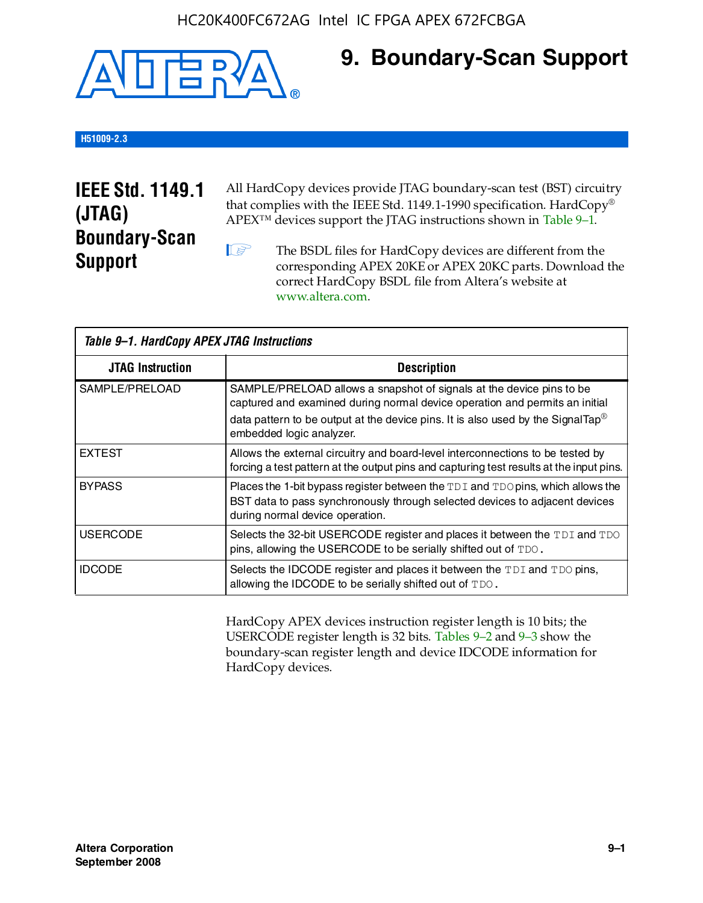# 9. Boundary-Scan Support

**H51009-2.3**

## IEEE Std. 1149.1 (JTAG) Boundary-Scan Support

All HardCopy devices provide JTAG boundary-scan test (BST) circuitry that complies with the IEEE Std. 1149.1-1990 specification. HardCopy® APEX™ devices support the JTAG instructions shown in Table 9–1.

> The BSDL files for HardCopy devices are different from the corresponding APEX 20KE or APEX 20KC parts. Download the correct HardCopy BSDL file from Altera's website at www.altera.com.

*Table 9–1. HardCopy APEX JTAG Instructions*

| JTAG Instruction | Description |
|---|---|
| SAMPLE/PRELOAD | SAMPLE/PRELOAD allows a snapshot of signals at the device pins to be captured and examined during normal device operation and permits an initial data pattern to be output at the device pins. It is also used by the SignalTap® embedded logic analyzer. |
| EXTEST | Allows the external circuitry and board-level interconnections to be tested by forcing a test pattern at the output pins and capturing test results at the input pins. |
| BYPASS | Places the 1-bit bypass register between the `TDI` and `TDO` pins, which allows the BST data to pass synchronously through selected devices to adjacent devices during normal device operation. |
| USERCODE | Selects the 32-bit USERCODE register and places it between the `TDI` and `TDO` pins, allowing the USERCODE to be serially shifted out of `TDO`. |
| IDCODE | Selects the IDCODE register and places it between the `TDI` and `TDO` pins, allowing the IDCODE to be serially shifted out of `TDO`. |

HardCopy APEX devices instruction register length is 10 bits; the USERCODE register length is 32 bits. Tables 9–2 and 9–3 show the boundary-scan register length and device IDCODE information for HardCopy devices.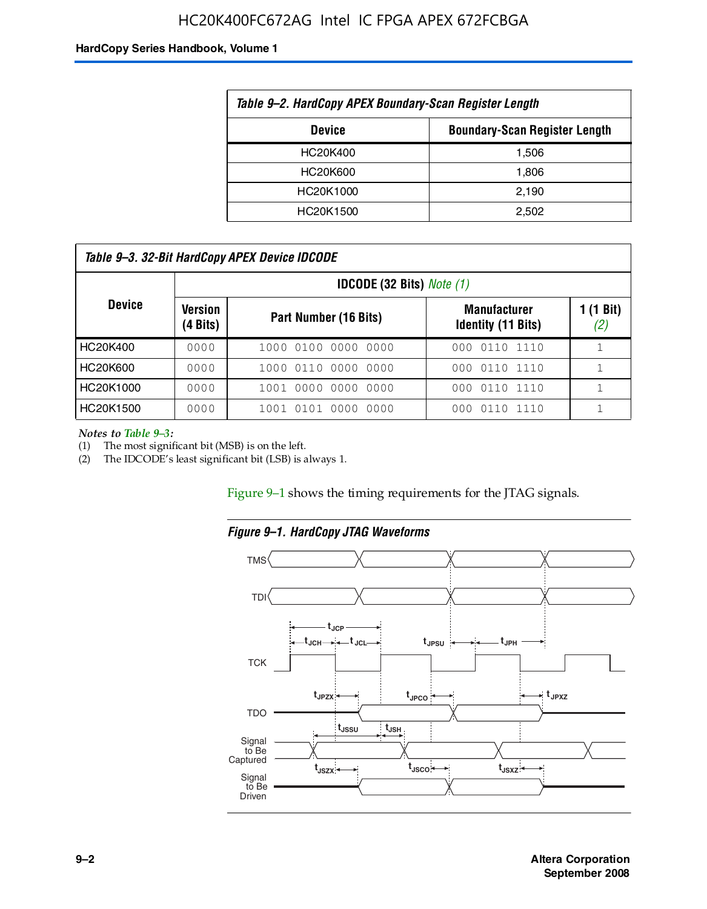Table 9–2. HardCopy APEX Boundary-Scan Register Length

| Device | Boundary-Scan Register Length |
|---|---|
| HC20K400 | 1,506 |
| HC20K600 | 1,806 |
| HC20K1000 | 2,190 |
| HC20K1500 | 2,502 |

Table 9–3. 32-Bit HardCopy APEX Device IDCODE

| Device | IDCODE (32 Bits) Note (1) | | | |
|---|---|---|---|---|
| | Version (4 Bits) | Part Number (16 Bits) | Manufacturer Identity (11 Bits) | 1 (1 Bit) (2) |
| HC20K400 | 0000 | 1000 0100 0000 0000 | 000 0110 1110 | 1 |
| HC20K600 | 0000 | 1000 0110 0000 0000 | 000 0110 1110 | 1 |
| HC20K1000 | 0000 | 1001 0000 0000 0000 | 000 0110 1110 | 1 |
| HC20K1500 | 0000 | 1001 0101 0000 0000 | 000 0110 1110 | 1 |

*Notes to Table 9–3:*
(1) The most significant bit (MSB) is on the left.
(2) The IDCODE's least significant bit (LSB) is always 1.

Figure 9–1 shows the timing requirements for the JTAG signals.

Figure 9–1. HardCopy JTAG Waveforms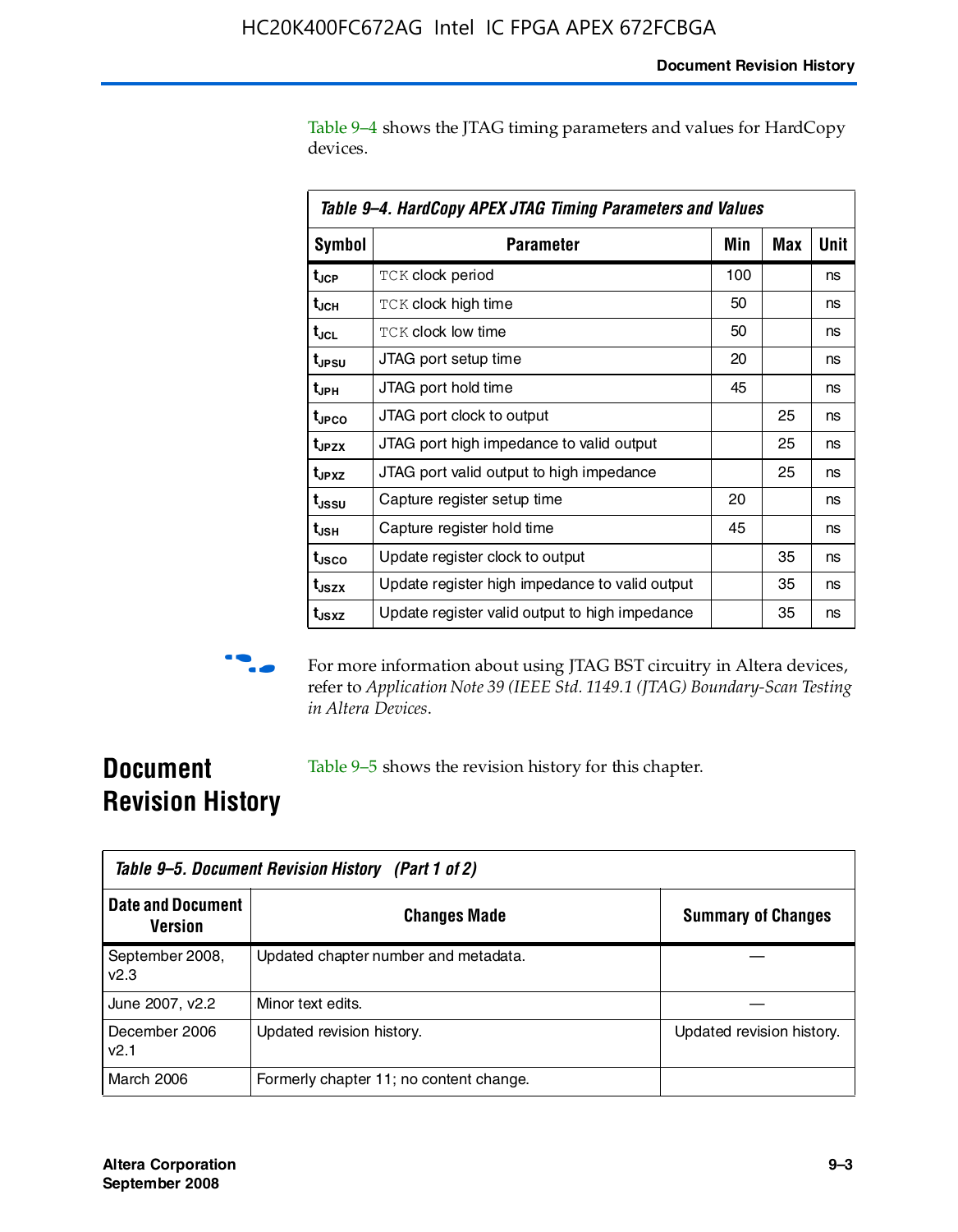Table 9–4 shows the JTAG timing parameters and values for HardCopy devices.

**Table 9–4. HardCopy APEX JTAG Timing Parameters and Values**

| Symbol | Parameter | Min | Max | Unit |
|---|---|---|---|---|
| $t_{JCP}$ | `TCK` clock period | 100 | | ns |
| $t_{JCH}$ | `TCK` clock high time | 50 | | ns |
| $t_{JCL}$ | `TCK` clock low time | 50 | | ns |
| $t_{JPSU}$ | JTAG port setup time | 20 | | ns |
| $t_{JPH}$ | JTAG port hold time | 45 | | ns |
| $t_{JPCO}$ | JTAG port clock to output | | 25 | ns |
| $t_{JPZX}$ | JTAG port high impedance to valid output | | 25 | ns |
| $t_{JPXZ}$ | JTAG port valid output to high impedance | | 25 | ns |
| $t_{JSSU}$ | Capture register setup time | 20 | | ns |
| $t_{JSH}$ | Capture register hold time | 45 | | ns |
| $t_{JSCO}$ | Update register clock to output | | 35 | ns |
| $t_{JSZX}$ | Update register high impedance to valid output | | 35 | ns |
| $t_{JSXZ}$ | Update register valid output to high impedance | | 35 | ns |

For more information about using JTAG BST circuitry in Altera devices, refer to *Application Note 39 (IEEE Std. 1149.1 (JTAG) Boundary-Scan Testing in Altera Devices*.

## Document Revision History

Table 9–5 shows the revision history for this chapter.

**Table 9–5. Document Revision History (Part 1 of 2)**

| Date and Document Version | Changes Made | Summary of Changes |
|---|---|---|
| September 2008, v2.3 | Updated chapter number and metadata. | — |
| June 2007, v2.2 | Minor text edits. | — |
| December 2006 v2.1 | Updated revision history. | Updated revision history. |
| March 2006 | Formerly chapter 11; no content change. | |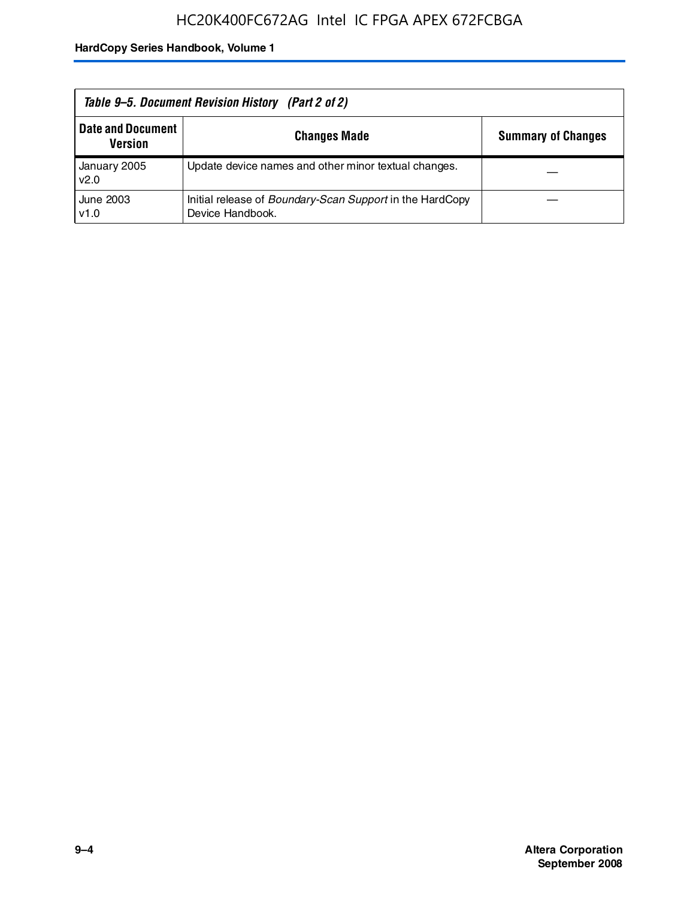*Table 9–5. Document Revision History (Part 2 of 2)*

| Date and Document Version | Changes Made | Summary of Changes |
|---|---|---|
| January 2005 v2.0 | Update device names and other minor textual changes. | — |
| June 2003 v1.0 | Initial release of *Boundary-Scan Support* in the HardCopy Device Handbook. | — |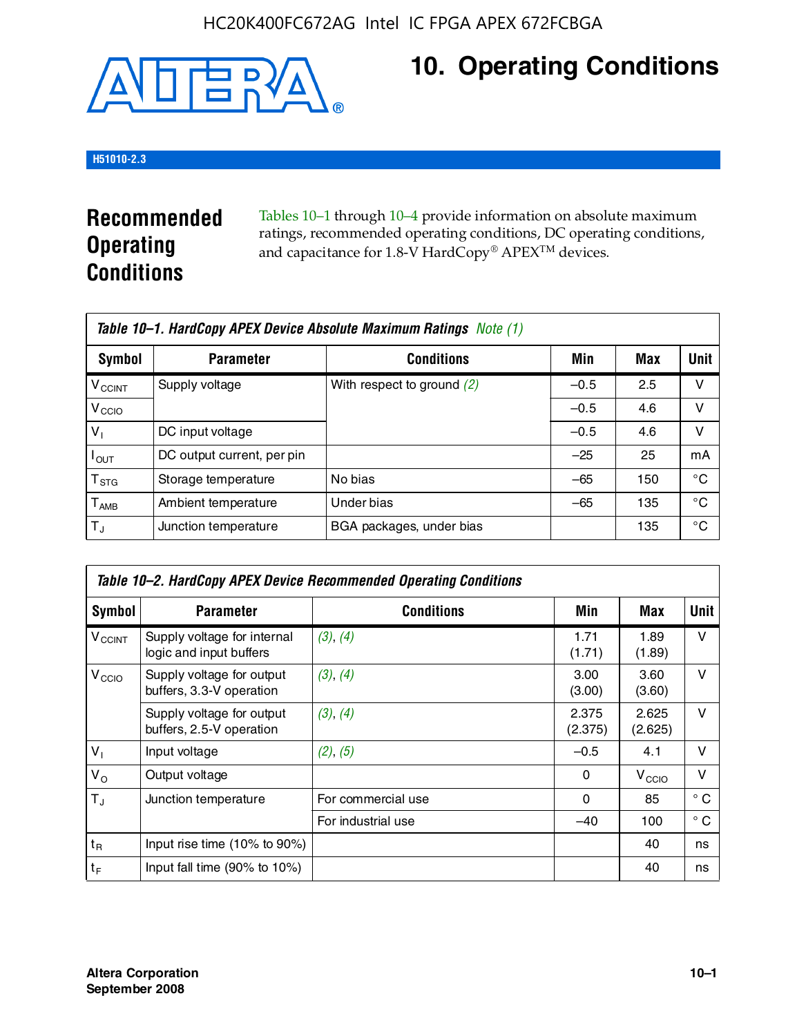# 10. Operating Conditions

H51010-2.3

## Recommended Operating Conditions

Tables 10–1 through 10–4 provide information on absolute maximum ratings, recommended operating conditions, DC operating conditions, and capacitance for 1.8-V HardCopy® APEX™ devices.

**Table 10–1. HardCopy APEX Device Absolute Maximum Ratings** *Note (1)*

| Symbol | Parameter | Conditions | Min | Max | Unit |
|---|---|---|---|---|---|
| $V_{CCINT}$ | Supply voltage | With respect to ground *(2)* | –0.5 | 2.5 | V |
| $V_{CCIO}$ | | | –0.5 | 4.6 | V |
| $V_I$ | DC input voltage | | –0.5 | 4.6 | V |
| $I_{OUT}$ | DC output current, per pin | | –25 | 25 | mA |
| $T_{STG}$ | Storage temperature | No bias | –65 | 150 | °C |
| $T_{AMB}$ | Ambient temperature | Under bias | –65 | 135 | °C |
| $T_J$ | Junction temperature | BGA packages, under bias | | 135 | °C |

**Table 10–2. HardCopy APEX Device Recommended Operating Conditions**

| Symbol | Parameter | Conditions | Min | Max | Unit |
|---|---|---|---|---|---|
| $V_{CCINT}$ | Supply voltage for internal logic and input buffers | *(3)*, *(4)* | 1.71 (1.71) | 1.89 (1.89) | V |
| $V_{CCIO}$ | Supply voltage for output buffers, 3.3-V operation | *(3)*, *(4)* | 3.00 (3.00) | 3.60 (3.60) | V |
| | Supply voltage for output buffers, 2.5-V operation | *(3)*, *(4)* | 2.375 (2.375) | 2.625 (2.625) | V |
| $V_I$ | Input voltage | *(2)*, *(5)* | –0.5 | 4.1 | V |
| $V_O$ | Output voltage | | 0 | $V_{CCIO}$ | V |
| $T_J$ | Junction temperature | For commercial use | 0 | 85 | ° C |
| | | For industrial use | –40 | 100 | ° C |
| $t_R$ | Input rise time (10% to 90%) | | | 40 | ns |
| $t_F$ | Input fall time (90% to 10%) | | | 40 | ns |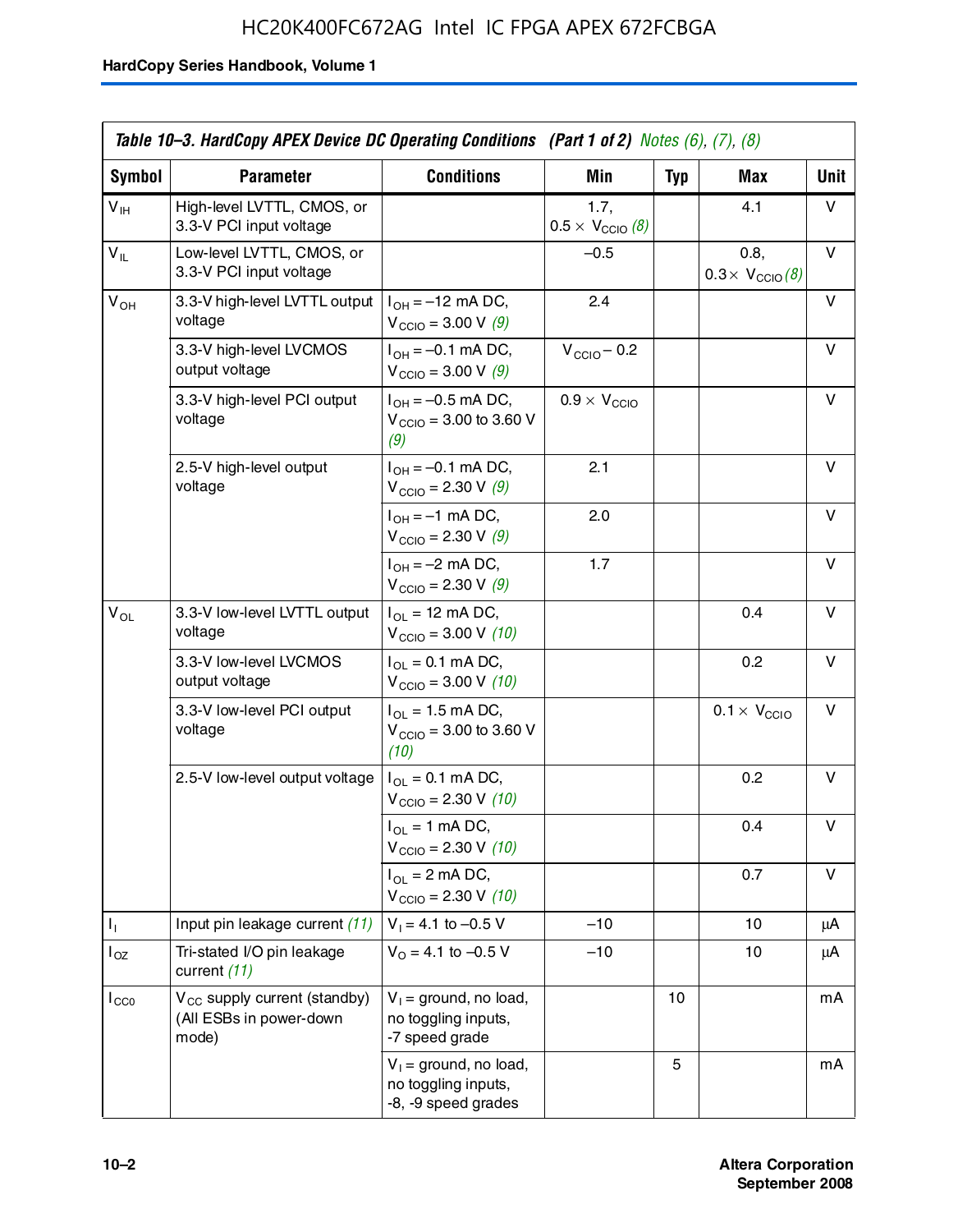Table 10–3. HardCopy APEX Device DC Operating Conditions (Part 1 of 2) Notes (6), (7), (8)

| Symbol | Parameter | Conditions | Min | Typ | Max | Unit |
|---|---|---|---|---|---|---|
| $V_{IH}$ | High-level LVTTL, CMOS, or 3.3-V PCI input voltage | | 1.7, $0.5 \times V_{CCIO}$ (8) | | 4.1 | V |
| $V_{IL}$ | Low-level LVTTL, CMOS, or 3.3-V PCI input voltage | | –0.5 | | 0.8, $0.3 \times V_{CCIO}$ (8) | V |
| $V_{OH}$ | 3.3-V high-level LVTTL output voltage | $I_{OH}$ = –12 mA DC, $V_{CCIO}$ = 3.00 V (9) | 2.4 | | | V |
| | 3.3-V high-level LVCMOS output voltage | $I_{OH}$ = –0.1 mA DC, $V_{CCIO}$ = 3.00 V (9) | $V_{CCIO}$ – 0.2 | | | V |
| | 3.3-V high-level PCI output voltage | $I_{OH}$ = –0.5 mA DC, $V_{CCIO}$ = 3.00 to 3.60 V (9) | $0.9 \times V_{CCIO}$ | | | V |
| | 2.5-V high-level output voltage | $I_{OH}$ = –0.1 mA DC, $V_{CCIO}$ = 2.30 V (9) | 2.1 | | | V |
| | | $I_{OH}$ = –1 mA DC, $V_{CCIO}$ = 2.30 V (9) | 2.0 | | | V |
| | | $I_{OH}$ = –2 mA DC, $V_{CCIO}$ = 2.30 V (9) | 1.7 | | | V |
| $V_{OL}$ | 3.3-V low-level LVTTL output voltage | $I_{OL}$ = 12 mA DC, $V_{CCIO}$ = 3.00 V (10) | | | 0.4 | V |
| | 3.3-V low-level LVCMOS output voltage | $I_{OL}$ = 0.1 mA DC, $V_{CCIO}$ = 3.00 V (10) | | | 0.2 | V |
| | 3.3-V low-level PCI output voltage | $I_{OL}$ = 1.5 mA DC, $V_{CCIO}$ = 3.00 to 3.60 V (10) | | | $0.1 \times V_{CCIO}$ | V |
| | 2.5-V low-level output voltage | $I_{OL}$ = 0.1 mA DC, $V_{CCIO}$ = 2.30 V (10) | | | 0.2 | V |
| | | $I_{OL}$ = 1 mA DC, $V_{CCIO}$ = 2.30 V (10) | | | 0.4 | V |
| | | $I_{OL}$ = 2 mA DC, $V_{CCIO}$ = 2.30 V (10) | | | 0.7 | V |
| $I_I$ | Input pin leakage current (11) | $V_I$ = 4.1 to –0.5 V | –10 | | 10 | μA |
| $I_{OZ}$ | Tri-stated I/O pin leakage current (11) | $V_O$ = 4.1 to –0.5 V | –10 | | 10 | μA |
| $I_{CC0}$ | $V_{CC}$ supply current (standby) (All ESBs in power-down mode) | $V_I$ = ground, no load, no toggling inputs, -7 speed grade | | 10 | | mA |
| | | $V_I$ = ground, no load, no toggling inputs, -8, -9 speed grades | | 5 | | mA |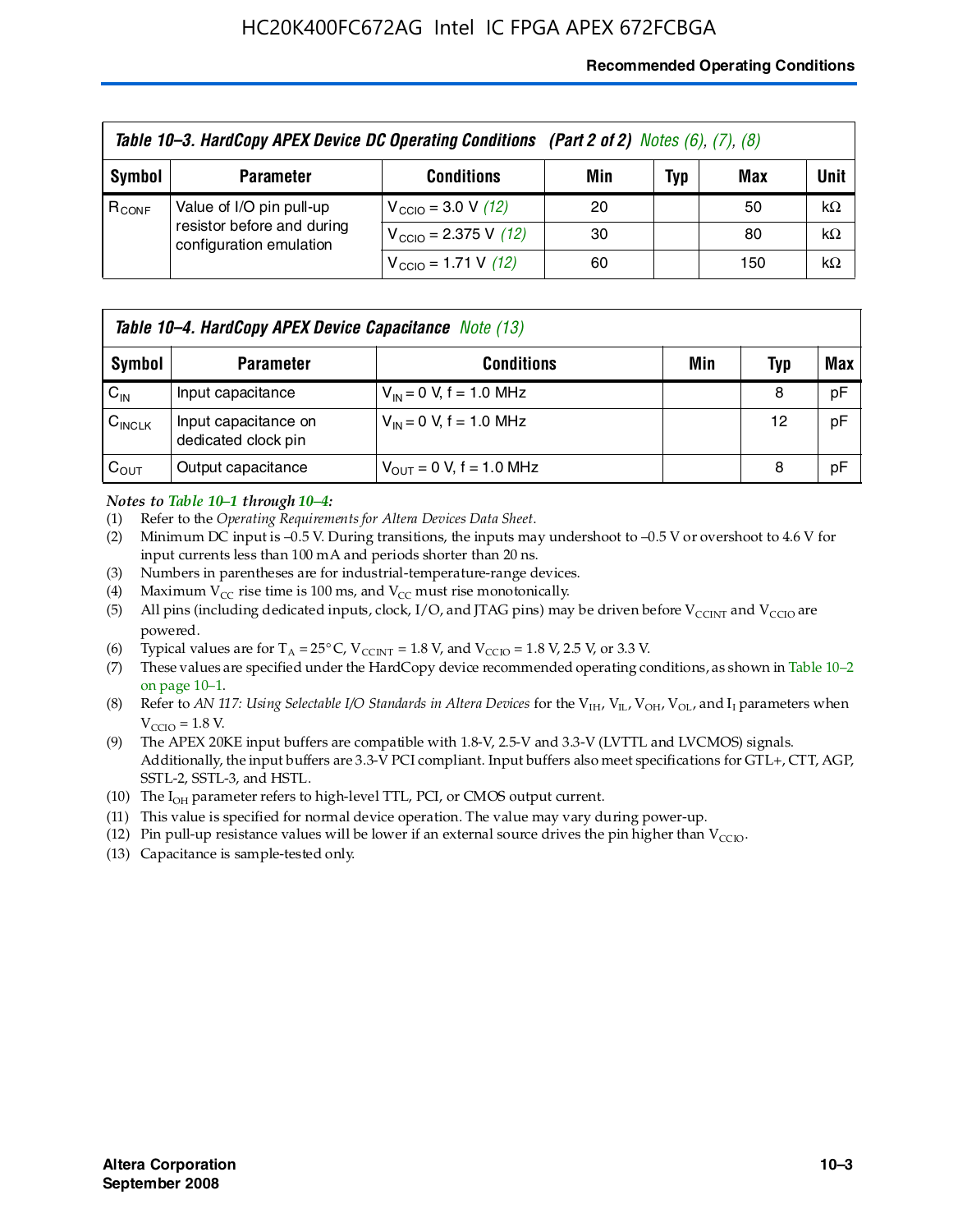**Table 10–3. HardCopy APEX Device DC Operating Conditions (Part 2 of 2)** *Notes (6), (7), (8)*

| Symbol | Parameter | Conditions | Min | Typ | Max | Unit |
|---|---|---|---|---|---|---|
| $R_{CONF}$ | Value of I/O pin pull-up resistor before and during configuration emulation | $V_{CCIO}$ = 3.0 V *(12)* | 20 | | 50 | kΩ |
| | | $V_{CCIO}$ = 2.375 V *(12)* | 30 | | 80 | kΩ |
| | | $V_{CCIO}$ = 1.71 V *(12)* | 60 | | 150 | kΩ |

**Table 10–4. HardCopy APEX Device Capacitance** *Note (13)*

| Symbol | Parameter | Conditions | Min | Typ | Max |
|---|---|---|---|---|---|
| $C_{IN}$ | Input capacitance | $V_{IN}$ = 0 V, f = 1.0 MHz | | 8 | pF |
| $C_{INCLK}$ | Input capacitance on dedicated clock pin | $V_{IN}$ = 0 V, f = 1.0 MHz | | 12 | pF |
| $C_{OUT}$ | Output capacitance | $V_{OUT}$ = 0 V, f = 1.0 MHz | | 8 | pF |

*Notes to Table 10–1 through 10–4:*

(1) Refer to the *Operating Requirements for Altera Devices Data Sheet*.

(2) Minimum DC input is –0.5 V. During transitions, the inputs may undershoot to –0.5 V or overshoot to 4.6 V for input currents less than 100 mA and periods shorter than 20 ns.

(3) Numbers in parentheses are for industrial-temperature-range devices.

(4) Maximum $V_{CC}$ rise time is 100 ms, and $V_{CC}$ must rise monotonically.

(5) All pins (including dedicated inputs, clock, I/O, and JTAG pins) may be driven before $V_{CCINT}$ and $V_{CCIO}$ are powered.

(6) Typical values are for $T_A$ = 25° C, $V_{CCINT}$ = 1.8 V, and $V_{CCIO}$ = 1.8 V, 2.5 V, or 3.3 V.

(7) These values are specified under the HardCopy device recommended operating conditions, as shown in Table 10–2 on page 10–1.

(8) Refer to *AN 117: Using Selectable I/O Standards in Altera Devices* for the $V_{IH}$, $V_{IL}$, $V_{OH}$, $V_{OL}$, and $I_I$ parameters when $V_{CCIO}$ = 1.8 V.

(9) The APEX 20KE input buffers are compatible with 1.8-V, 2.5-V and 3.3-V (LVTTL and LVCMOS) signals. Additionally, the input buffers are 3.3-V PCI compliant. Input buffers also meet specifications for GTL+, CTT, AGP, SSTL-2, SSTL-3, and HSTL.

(10) The $I_{OH}$ parameter refers to high-level TTL, PCI, or CMOS output current.

(11) This value is specified for normal device operation. The value may vary during power-up.

(12) Pin pull-up resistance values will be lower if an external source drives the pin higher than $V_{CCIO}$.

(13) Capacitance is sample-tested only.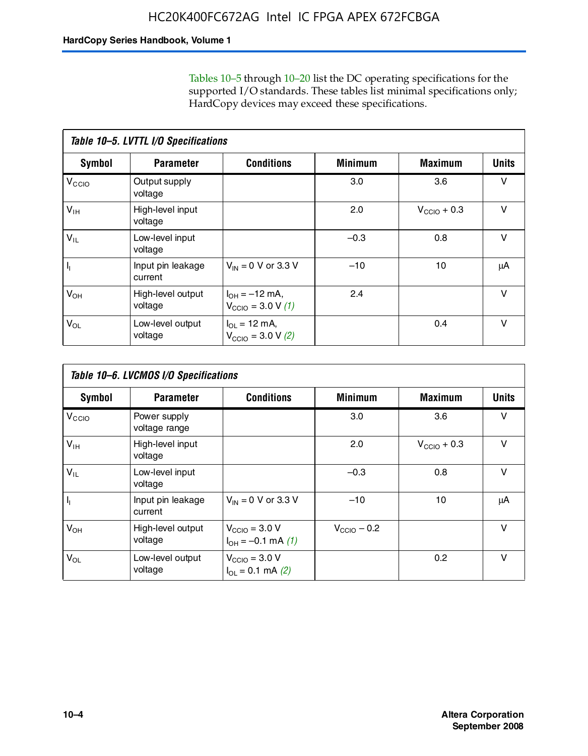Tables 10–5 through 10–20 list the DC operating specifications for the supported I/O standards. These tables list minimal specifications only; HardCopy devices may exceed these specifications.

**Table 10–5. LVTTL I/O Specifications**

| Symbol | Parameter | Conditions | Minimum | Maximum | Units |
|---|---|---|---|---|---|
| $V_{CCIO}$ | Output supply voltage | | 3.0 | 3.6 | V |
| $V_{IH}$ | High-level input voltage | | 2.0 | $V_{CCIO}$ + 0.3 | V |
| $V_{IL}$ | Low-level input voltage | | –0.3 | 0.8 | V |
| $I_I$ | Input pin leakage current | $V_{IN}$ = 0 V or 3.3 V | –10 | 10 | μA |
| $V_{OH}$ | High-level output voltage | $I_{OH}$ = –12 mA, $V_{CCIO}$ = 3.0 V *(1)* | 2.4 | | V |
| $V_{OL}$ | Low-level output voltage | $I_{OL}$ = 12 mA, $V_{CCIO}$ = 3.0 V *(2)* | | 0.4 | V |

**Table 10–6. LVCMOS I/O Specifications**

| Symbol | Parameter | Conditions | Minimum | Maximum | Units |
|---|---|---|---|---|---|
| $V_{CCIO}$ | Power supply voltage range | | 3.0 | 3.6 | V |
| $V_{IH}$ | High-level input voltage | | 2.0 | $V_{CCIO}$ + 0.3 | V |
| $V_{IL}$ | Low-level input voltage | | –0.3 | 0.8 | V |
| $I_I$ | Input pin leakage current | $V_{IN}$ = 0 V or 3.3 V | –10 | 10 | μA |
| $V_{OH}$ | High-level output voltage | $V_{CCIO}$ = 3.0 V $I_{OH}$ = –0.1 mA *(1)* | $V_{CCIO}$ – 0.2 | | V |
| $V_{OL}$ | Low-level output voltage | $V_{CCIO}$ = 3.0 V $I_{OL}$ = 0.1 mA *(2)* | | 0.2 | V |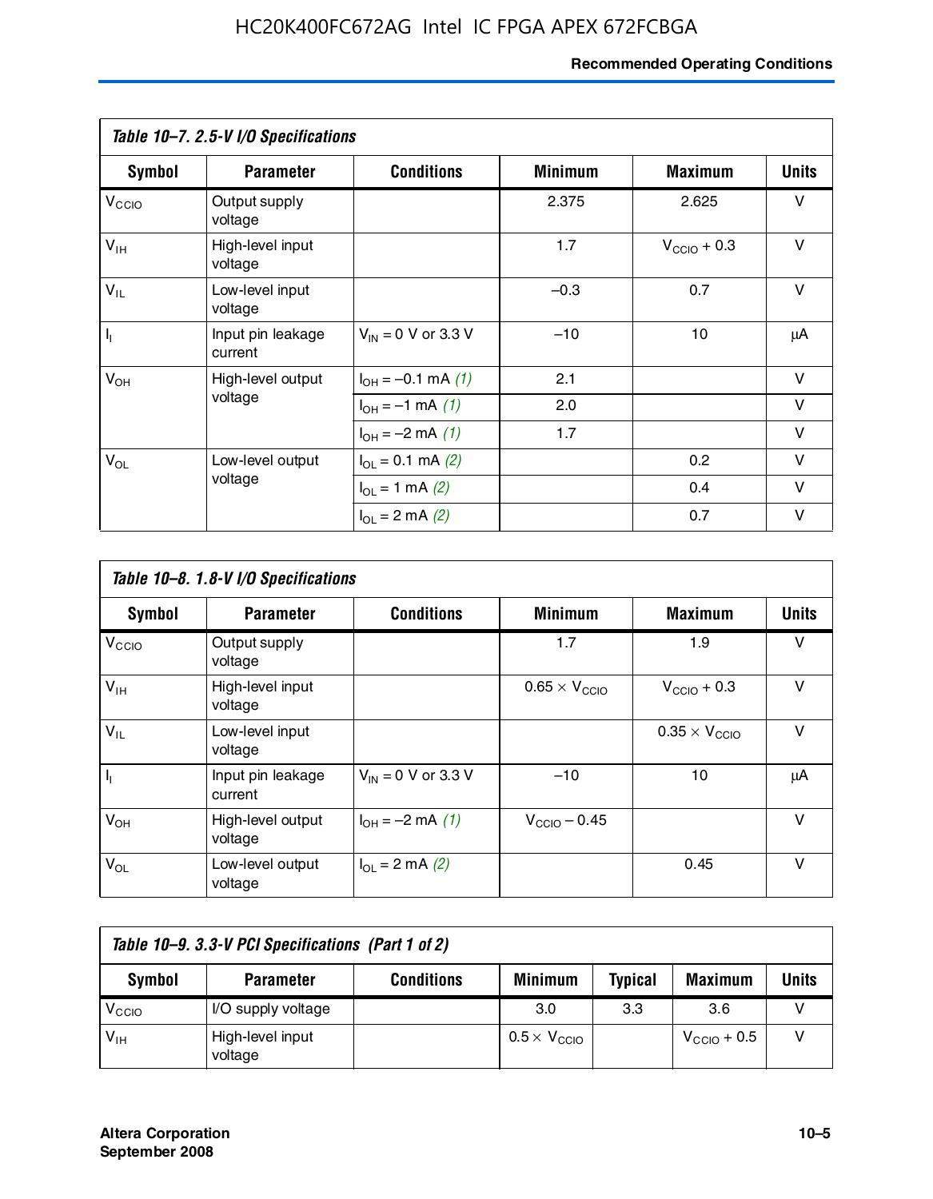**Table 10–7. 2.5-V I/O Specifications**

| Symbol | Parameter | Conditions | Minimum | Maximum | Units |
|---|---|---|---|---|---|
| $V_{CCIO}$ | Output supply voltage | | 2.375 | 2.625 | V |
| $V_{IH}$ | High-level input voltage | | 1.7 | $V_{CCIO}$ + 0.3 | V |
| $V_{IL}$ | Low-level input voltage | | –0.3 | 0.7 | V |
| $I_I$ | Input pin leakage current | $V_{IN}$ = 0 V or 3.3 V | –10 | 10 | μA |
| $V_{OH}$ | High-level output voltage | $I_{OH}$ = –0.1 mA *(1)* | 2.1 | | V |
| | | $I_{OH}$ = –1 mA *(1)* | 2.0 | | V |
| | | $I_{OH}$ = –2 mA *(1)* | 1.7 | | V |
| $V_{OL}$ | Low-level output voltage | $I_{OL}$ = 0.1 mA *(2)* | | 0.2 | V |
| | | $I_{OL}$ = 1 mA *(2)* | | 0.4 | V |
| | | $I_{OL}$ = 2 mA *(2)* | | 0.7 | V |

**Table 10–8. 1.8-V I/O Specifications**

| Symbol | Parameter | Conditions | Minimum | Maximum | Units |
|---|---|---|---|---|---|
| $V_{CCIO}$ | Output supply voltage | | 1.7 | 1.9 | V |
| $V_{IH}$ | High-level input voltage | | 0.65 × $V_{CCIO}$ | $V_{CCIO}$ + 0.3 | V |
| $V_{IL}$ | Low-level input voltage | | | 0.35 × $V_{CCIO}$ | V |
| $I_I$ | Input pin leakage current | $V_{IN}$ = 0 V or 3.3 V | –10 | 10 | μA |
| $V_{OH}$ | High-level output voltage | $I_{OH}$ = –2 mA *(1)* | $V_{CCIO}$ – 0.45 | | V |
| $V_{OL}$ | Low-level output voltage | $I_{OL}$ = 2 mA *(2)* | | 0.45 | V |

**Table 10–9. 3.3-V PCI Specifications (Part 1 of 2)**

| Symbol | Parameter | Conditions | Minimum | Typical | Maximum | Units |
|---|---|---|---|---|---|---|
| $V_{CCIO}$ | I/O supply voltage | | 3.0 | 3.3 | 3.6 | V |
| $V_{IH}$ | High-level input voltage | | 0.5 × $V_{CCIO}$ | | $V_{CCIO}$ + 0.5 | V |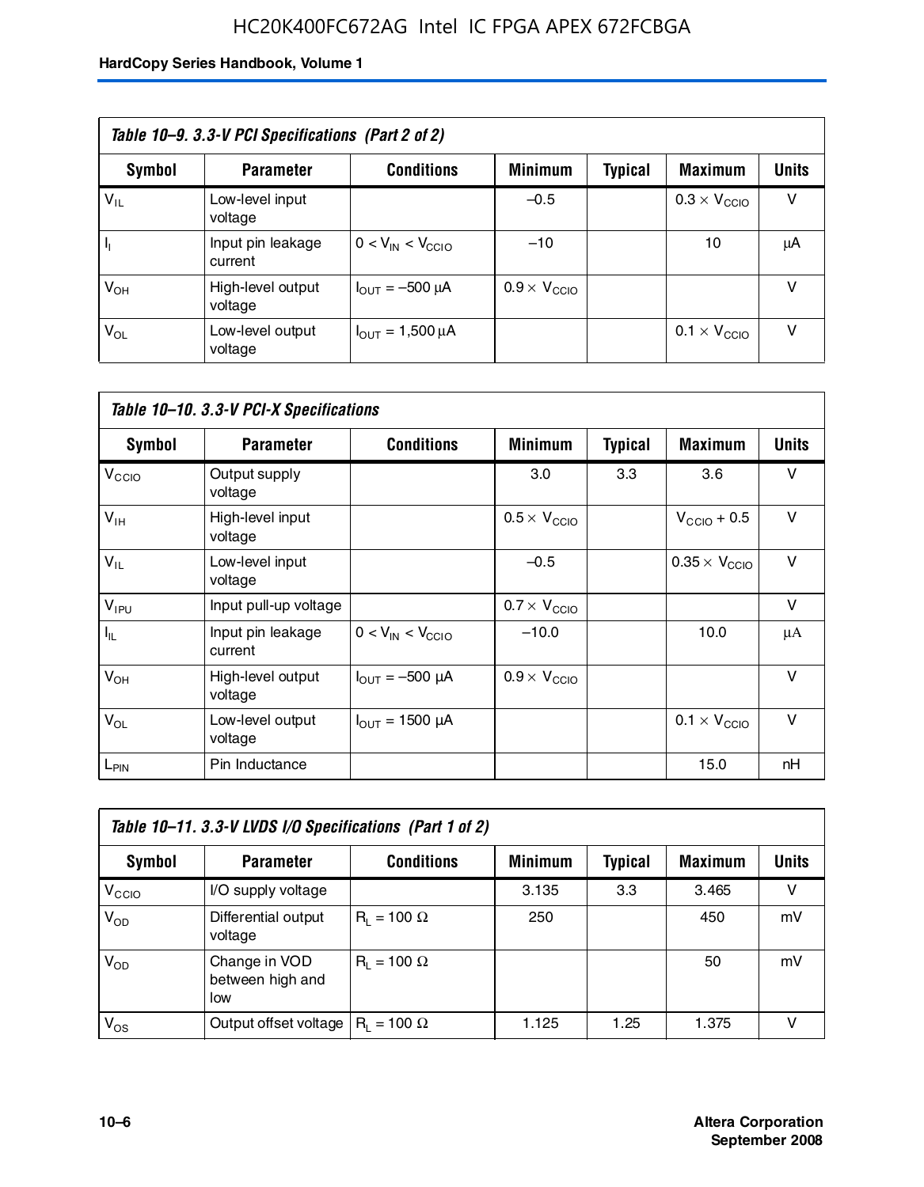| Table 10–9. 3.3-V PCI Specifications (Part 2 of 2) | | | | | | |
|---|---|---|---|---|---|---|
| **Symbol** | **Parameter** | **Conditions** | **Minimum** | **Typical** | **Maximum** | **Units** |
| $V_{IL}$ | Low-level input voltage | | –0.5 | | $0.3 \times V_{CCIO}$ | V |
| $I_I$ | Input pin leakage current | $0 < V_{IN} < V_{CCIO}$ | –10 | | 10 | μA |
| $V_{OH}$ | High-level output voltage | $I_{OUT}$ = –500 μA | $0.9 \times V_{CCIO}$ | | | V |
| $V_{OL}$ | Low-level output voltage | $I_{OUT}$ = 1,500 μA | | | $0.1 \times V_{CCIO}$ | V |

| Table 10–10. 3.3-V PCI-X Specifications | | | | | | |
|---|---|---|---|---|---|---|
| **Symbol** | **Parameter** | **Conditions** | **Minimum** | **Typical** | **Maximum** | **Units** |
| $V_{CCIO}$ | Output supply voltage | | 3.0 | 3.3 | 3.6 | V |
| $V_{IH}$ | High-level input voltage | | $0.5 \times V_{CCIO}$ | | $V_{CCIO} + 0.5$ | V |
| $V_{IL}$ | Low-level input voltage | | –0.5 | | $0.35 \times V_{CCIO}$ | V |
| $V_{IPU}$ | Input pull-up voltage | | $0.7 \times V_{CCIO}$ | | | V |
| $I_{IL}$ | Input pin leakage current | $0 < V_{IN} < V_{CCIO}$ | –10.0 | | 10.0 | μA |
| $V_{OH}$ | High-level output voltage | $I_{OUT}$ = –500 μA | $0.9 \times V_{CCIO}$ | | | V |
| $V_{OL}$ | Low-level output voltage | $I_{OUT}$ = 1500 μA | | | $0.1 \times V_{CCIO}$ | V |
| $L_{PIN}$ | Pin Inductance | | | | 15.0 | nH |

| Table 10–11. 3.3-V LVDS I/O Specifications (Part 1 of 2) | | | | | | |
|---|---|---|---|---|---|---|
| **Symbol** | **Parameter** | **Conditions** | **Minimum** | **Typical** | **Maximum** | **Units** |
| $V_{CCIO}$ | I/O supply voltage | | 3.135 | 3.3 | 3.465 | V |
| $V_{OD}$ | Differential output voltage | $R_L$ = 100 Ω | 250 | | 450 | mV |
| $V_{OD}$ | Change in VOD between high and low | $R_L$ = 100 Ω | | | 50 | mV |
| $V_{OS}$ | Output offset voltage | $R_L$ = 100 Ω | 1.125 | 1.25 | 1.375 | V |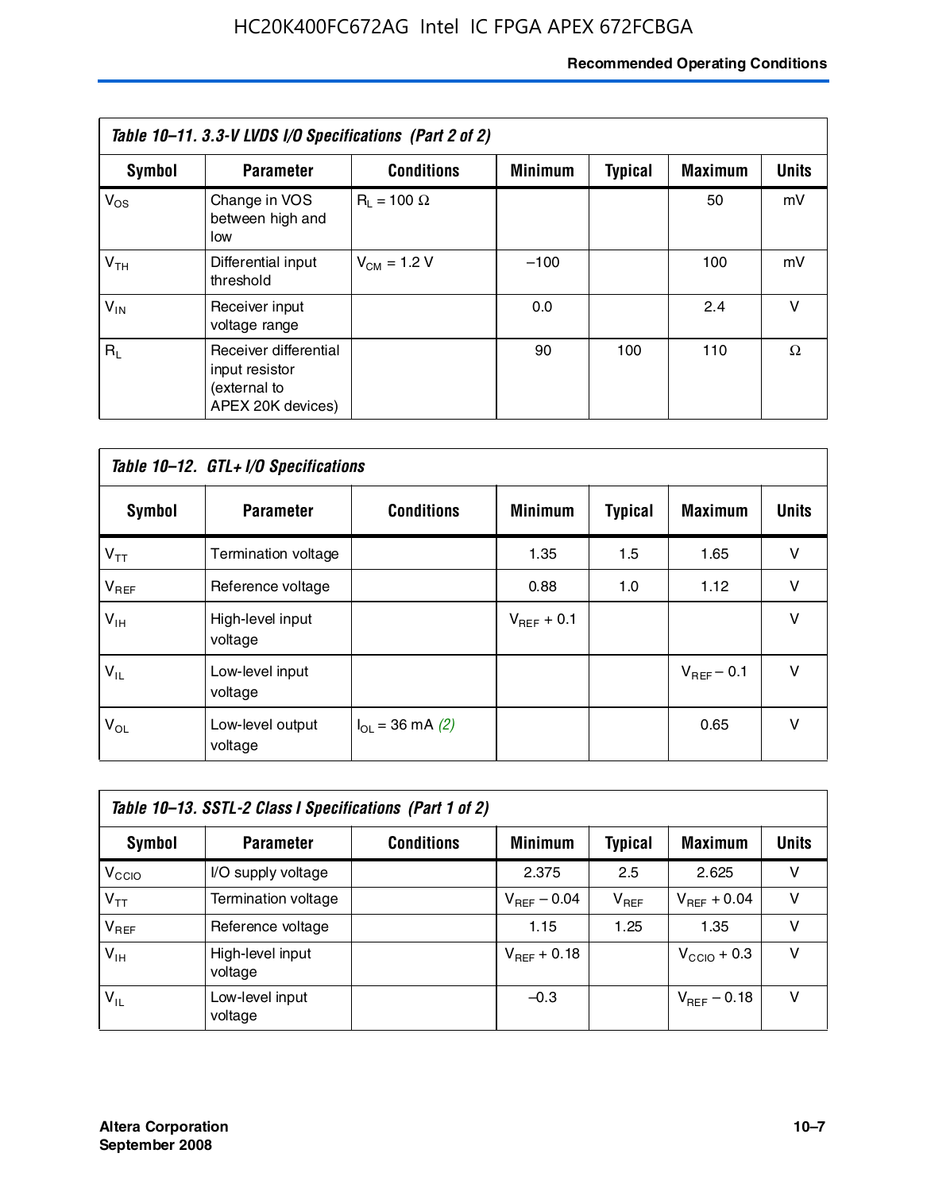**Table 10–11. 3.3-V LVDS I/O Specifications (Part 2 of 2)**

| Symbol | Parameter | Conditions | Minimum | Typical | Maximum | Units |
|---|---|---|---|---|---|---|
| $V_{OS}$ | Change in VOS between high and low | $R_L$ = 100 Ω | | | 50 | mV |
| $V_{TH}$ | Differential input threshold | $V_{CM}$ = 1.2 V | –100 | | 100 | mV |
| $V_{IN}$ | Receiver input voltage range | | 0.0 | | 2.4 | V |
| $R_L$ | Receiver differential input resistor (external to APEX 20K devices) | | 90 | 100 | 110 | Ω |

**Table 10–12. GTL+ I/O Specifications**

| Symbol | Parameter | Conditions | Minimum | Typical | Maximum | Units |
|---|---|---|---|---|---|---|
| $V_{TT}$ | Termination voltage | | 1.35 | 1.5 | 1.65 | V |
| $V_{REF}$ | Reference voltage | | 0.88 | 1.0 | 1.12 | V |
| $V_{IH}$ | High-level input voltage | | $V_{REF}$ + 0.1 | | | V |
| $V_{IL}$ | Low-level input voltage | | | | $V_{REF}$ – 0.1 | V |
| $V_{OL}$ | Low-level output voltage | $I_{OL}$ = 36 mA *(2)* | | | 0.65 | V |

**Table 10–13. SSTL-2 Class I Specifications (Part 1 of 2)**

| Symbol | Parameter | Conditions | Minimum | Typical | Maximum | Units |
|---|---|---|---|---|---|---|
| $V_{CCIO}$ | I/O supply voltage | | 2.375 | 2.5 | 2.625 | V |
| $V_{TT}$ | Termination voltage | | $V_{REF}$ – 0.04 | $V_{REF}$ | $V_{REF}$ + 0.04 | V |
| $V_{REF}$ | Reference voltage | | 1.15 | 1.25 | 1.35 | V |
| $V_{IH}$ | High-level input voltage | | $V_{REF}$ + 0.18 | | $V_{CCIO}$ + 0.3 | V |
| $V_{IL}$ | Low-level input voltage | | –0.3 | | $V_{REF}$ – 0.18 | V |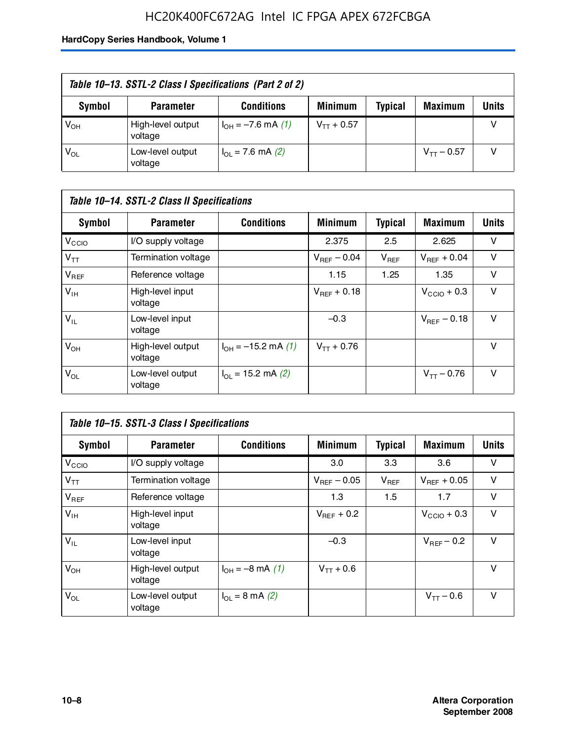*Table 10–13. SSTL-2 Class I Specifications (Part 2 of 2)*

| Symbol | Parameter | Conditions | Minimum | Typical | Maximum | Units |
|---|---|---|---|---|---|---|
| $V_{OH}$ | High-level output voltage | $I_{OH}$ = –7.6 mA *(1)* | $V_{TT}$ + 0.57 | | | V |
| $V_{OL}$ | Low-level output voltage | $I_{OL}$ = 7.6 mA *(2)* | | | $V_{TT}$ – 0.57 | V |

*Table 10–14. SSTL-2 Class II Specifications*

| Symbol | Parameter | Conditions | Minimum | Typical | Maximum | Units |
|---|---|---|---|---|---|---|
| $V_{CCIO}$ | I/O supply voltage | | 2.375 | 2.5 | 2.625 | V |
| $V_{TT}$ | Termination voltage | | $V_{REF}$ – 0.04 | $V_{REF}$ | $V_{REF}$ + 0.04 | V |
| $V_{REF}$ | Reference voltage | | 1.15 | 1.25 | 1.35 | V |
| $V_{IH}$ | High-level input voltage | | $V_{REF}$ + 0.18 | | $V_{CCIO}$ + 0.3 | V |
| $V_{IL}$ | Low-level input voltage | | –0.3 | | $V_{REF}$ – 0.18 | V |
| $V_{OH}$ | High-level output voltage | $I_{OH}$ = –15.2 mA *(1)* | $V_{TT}$ + 0.76 | | | V |
| $V_{OL}$ | Low-level output voltage | $I_{OL}$ = 15.2 mA *(2)* | | | $V_{TT}$ – 0.76 | V |

*Table 10–15. SSTL-3 Class I Specifications*

| Symbol | Parameter | Conditions | Minimum | Typical | Maximum | Units |
|---|---|---|---|---|---|---|
| $V_{CCIO}$ | I/O supply voltage | | 3.0 | 3.3 | 3.6 | V |
| $V_{TT}$ | Termination voltage | | $V_{REF}$ – 0.05 | $V_{REF}$ | $V_{REF}$ + 0.05 | V |
| $V_{REF}$ | Reference voltage | | 1.3 | 1.5 | 1.7 | V |
| $V_{IH}$ | High-level input voltage | | $V_{REF}$ + 0.2 | | $V_{CCIO}$ + 0.3 | V |
| $V_{IL}$ | Low-level input voltage | | –0.3 | | $V_{REF}$ – 0.2 | V |
| $V_{OH}$ | High-level output voltage | $I_{OH}$ = –8 mA *(1)* | $V_{TT}$ + 0.6 | | | V |
| $V_{OL}$ | Low-level output voltage | $I_{OL}$ = 8 mA *(2)* | | | $V_{TT}$ – 0.6 | V |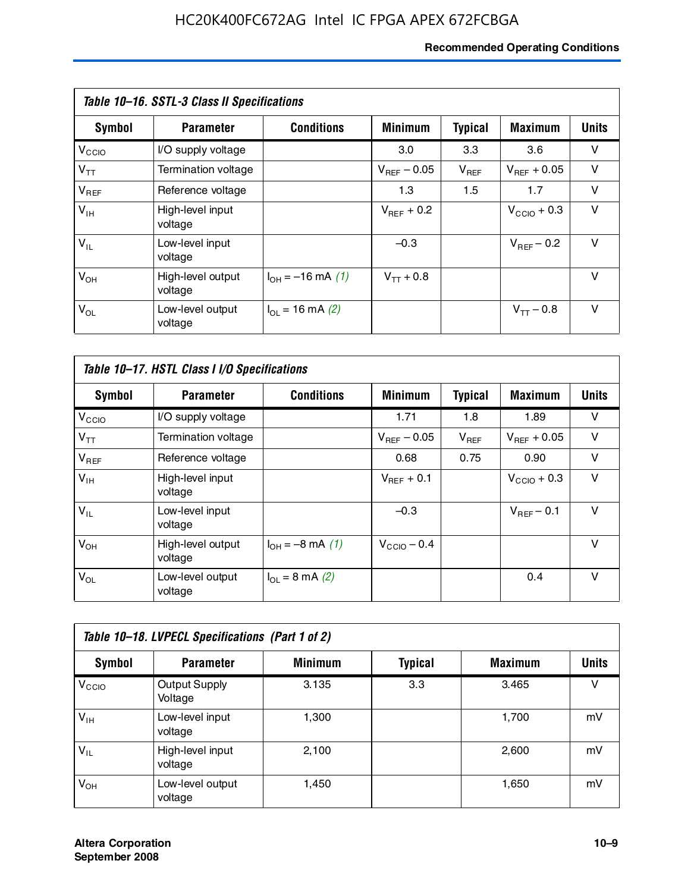**Table 10–16. SSTL-3 Class II Specifications**

| Symbol | Parameter | Conditions | Minimum | Typical | Maximum | Units |
|---|---|---|---|---|---|---|
| $V_{CCIO}$ | I/O supply voltage | | 3.0 | 3.3 | 3.6 | V |
| $V_{TT}$ | Termination voltage | | $V_{REF}$ – 0.05 | $V_{REF}$ | $V_{REF}$ + 0.05 | V |
| $V_{REF}$ | Reference voltage | | 1.3 | 1.5 | 1.7 | V |
| $V_{IH}$ | High-level input voltage | | $V_{REF}$ + 0.2 | | $V_{CCIO}$ + 0.3 | V |
| $V_{IL}$ | Low-level input voltage | | –0.3 | | $V_{REF}$ – 0.2 | V |
| $V_{OH}$ | High-level output voltage | $I_{OH}$ = –16 mA *(1)* | $V_{TT}$ + 0.8 | | | V |
| $V_{OL}$ | Low-level output voltage | $I_{OL}$ = 16 mA *(2)* | | | $V_{TT}$ – 0.8 | V |

**Table 10–17. HSTL Class I I/O Specifications**

| Symbol | Parameter | Conditions | Minimum | Typical | Maximum | Units |
|---|---|---|---|---|---|---|
| $V_{CCIO}$ | I/O supply voltage | | 1.71 | 1.8 | 1.89 | V |
| $V_{TT}$ | Termination voltage | | $V_{REF}$ – 0.05 | $V_{REF}$ | $V_{REF}$ + 0.05 | V |
| $V_{REF}$ | Reference voltage | | 0.68 | 0.75 | 0.90 | V |
| $V_{IH}$ | High-level input voltage | | $V_{REF}$ + 0.1 | | $V_{CCIO}$ + 0.3 | V |
| $V_{IL}$ | Low-level input voltage | | –0.3 | | $V_{REF}$ – 0.1 | V |
| $V_{OH}$ | High-level output voltage | $I_{OH}$ = –8 mA *(1)* | $V_{CCIO}$ – 0.4 | | | V |
| $V_{OL}$ | Low-level output voltage | $I_{OL}$ = 8 mA *(2)* | | | 0.4 | V |

**Table 10–18. LVPECL Specifications (Part 1 of 2)**

| Symbol | Parameter | Minimum | Typical | Maximum | Units |
|---|---|---|---|---|---|
| $V_{CCIO}$ | Output Supply Voltage | 3.135 | 3.3 | 3.465 | V |
| $V_{IH}$ | Low-level input voltage | 1,300 | | 1,700 | mV |
| $V_{IL}$ | High-level input voltage | 2,100 | | 2,600 | mV |
| $V_{OH}$ | Low-level output voltage | 1,450 | | 1,650 | mV |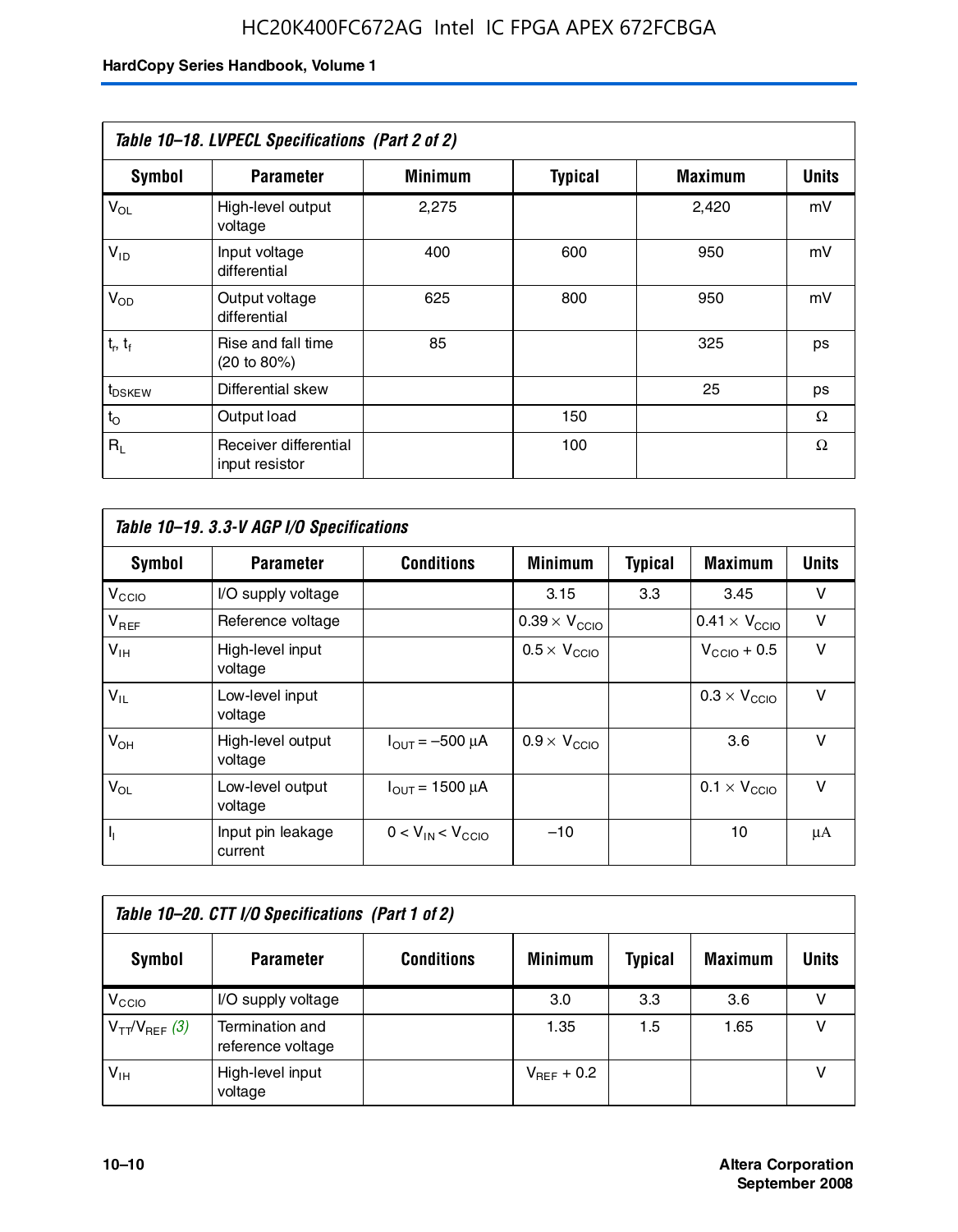**Table 10–18. LVPECL Specifications (Part 2 of 2)**

| Symbol | Parameter | Minimum | Typical | Maximum | Units |
|---|---|---|---|---|---|
| $V_{OL}$ | High-level output voltage | 2,275 | | 2,420 | mV |
| $V_{ID}$ | Input voltage differential | 400 | 600 | 950 | mV |
| $V_{OD}$ | Output voltage differential | 625 | 800 | 950 | mV |
| $t_r$, $t_f$ | Rise and fall time (20 to 80%) | 85 | | 325 | ps |
| $t_{DSKEW}$ | Differential skew | | | 25 | ps |
| $t_O$ | Output load | | 150 | | Ω |
| $R_L$ | Receiver differential input resistor | | 100 | | Ω |

**Table 10–19. 3.3-V AGP I/O Specifications**

| Symbol | Parameter | Conditions | Minimum | Typical | Maximum | Units |
|---|---|---|---|---|---|---|
| $V_{CCIO}$ | I/O supply voltage | | 3.15 | 3.3 | 3.45 | V |
| $V_{REF}$ | Reference voltage | | $0.39 \times V_{CCIO}$ | | $0.41 \times V_{CCIO}$ | V |
| $V_{IH}$ | High-level input voltage | | $0.5 \times V_{CCIO}$ | | $V_{CCIO} + 0.5$ | V |
| $V_{IL}$ | Low-level input voltage | | | | $0.3 \times V_{CCIO}$ | V |
| $V_{OH}$ | High-level output voltage | $I_{OUT} = -500$ µA | $0.9 \times V_{CCIO}$ | | 3.6 | V |
| $V_{OL}$ | Low-level output voltage | $I_{OUT} = 1500$ µA | | | $0.1 \times V_{CCIO}$ | V |
| $I_I$ | Input pin leakage current | $0 < V_{IN} < V_{CCIO}$ | –10 | | 10 | µA |

**Table 10–20. CTT I/O Specifications (Part 1 of 2)**

| Symbol | Parameter | Conditions | Minimum | Typical | Maximum | Units |
|---|---|---|---|---|---|---|
| $V_{CCIO}$ | I/O supply voltage | | 3.0 | 3.3 | 3.6 | V |
| $V_{TT}/V_{REF}$ *(3)* | Termination and reference voltage | | 1.35 | 1.5 | 1.65 | V |
| $V_{IH}$ | High-level input voltage | | $V_{REF} + 0.2$ | | | V |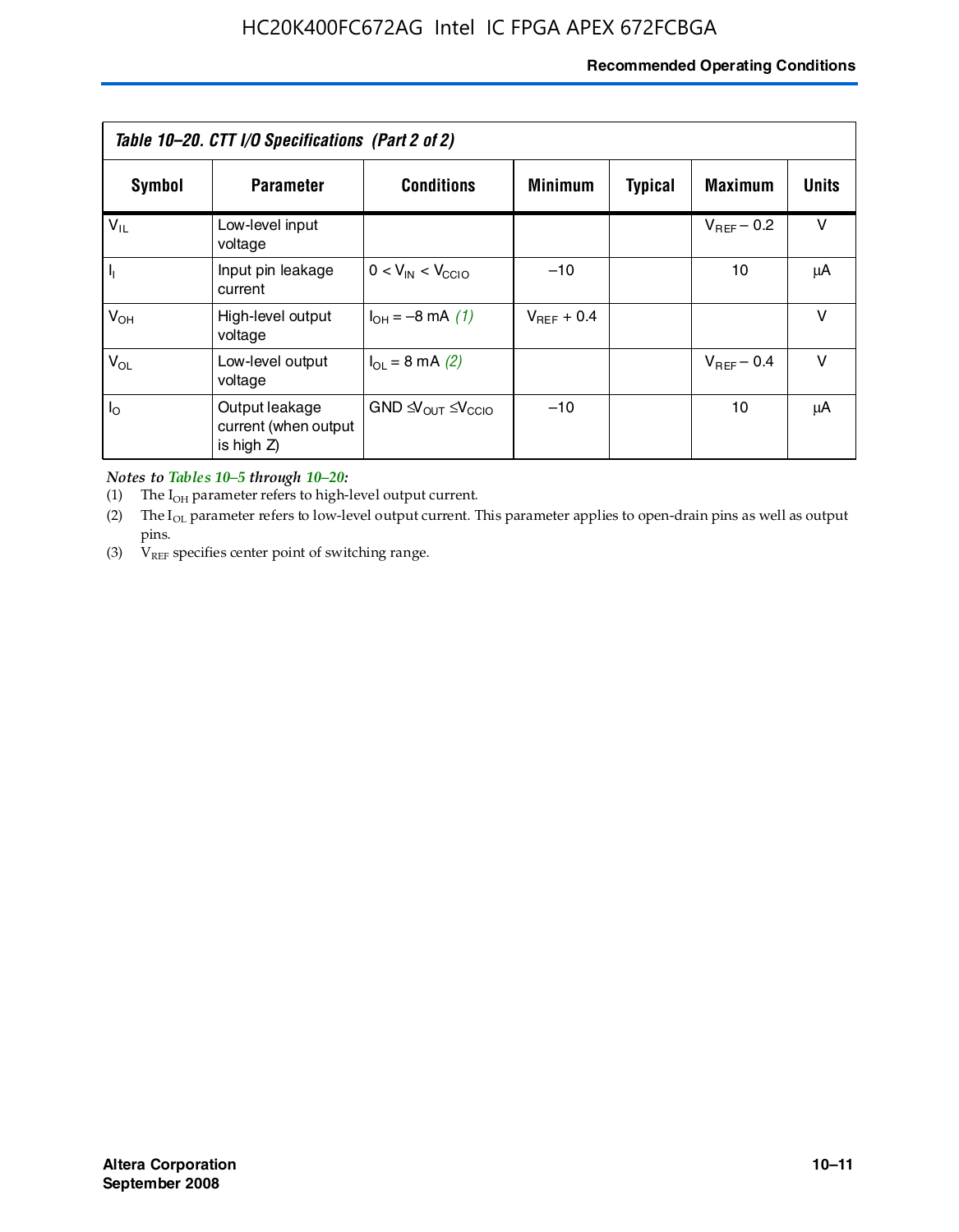| Table 10–20. CTT I/O Specifications (Part 2 of 2) | | | | | | |
|---|---|---|---|---|---|---|
| **Symbol** | **Parameter** | **Conditions** | **Minimum** | **Typical** | **Maximum** | **Units** |
| $V_{IL}$ | Low-level input voltage | | | | $V_{REF} - 0.2$ | V |
| $I_I$ | Input pin leakage current | $0 < V_{IN} < V_{CCIO}$ | –10 | | 10 | µA |
| $V_{OH}$ | High-level output voltage | $I_{OH} = -8$ mA *(1)* | $V_{REF} + 0.4$ | | | V |
| $V_{OL}$ | Low-level output voltage | $I_{OL} = 8$ mA *(2)* | | | $V_{REF} - 0.4$ | V |
| $I_O$ | Output leakage current (when output is high Z) | $GND \leq V_{OUT} \leq V_{CCIO}$ | –10 | | 10 | µA |

*Notes to Tables 10–5 through 10–20:*

(1) The $I_{OH}$ parameter refers to high-level output current.

(2) The $I_{OL}$ parameter refers to low-level output current. This parameter applies to open-drain pins as well as output pins.

(3) $V_{REF}$ specifies center point of switching range.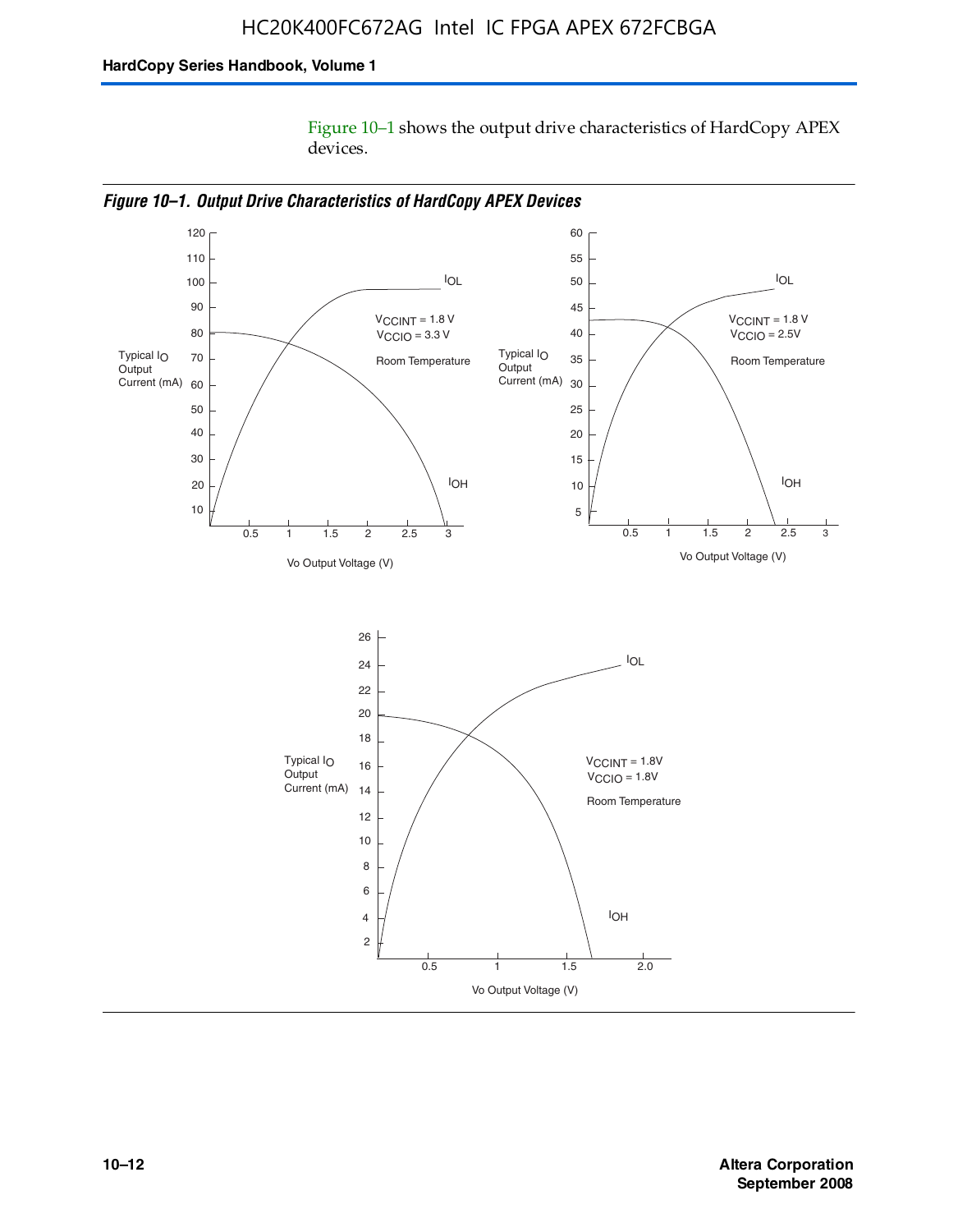Figure 10–1 shows the output drive characteristics of HardCopy APEX devices.

*Figure 10–1. Output Drive Characteristics of HardCopy APEX Devices*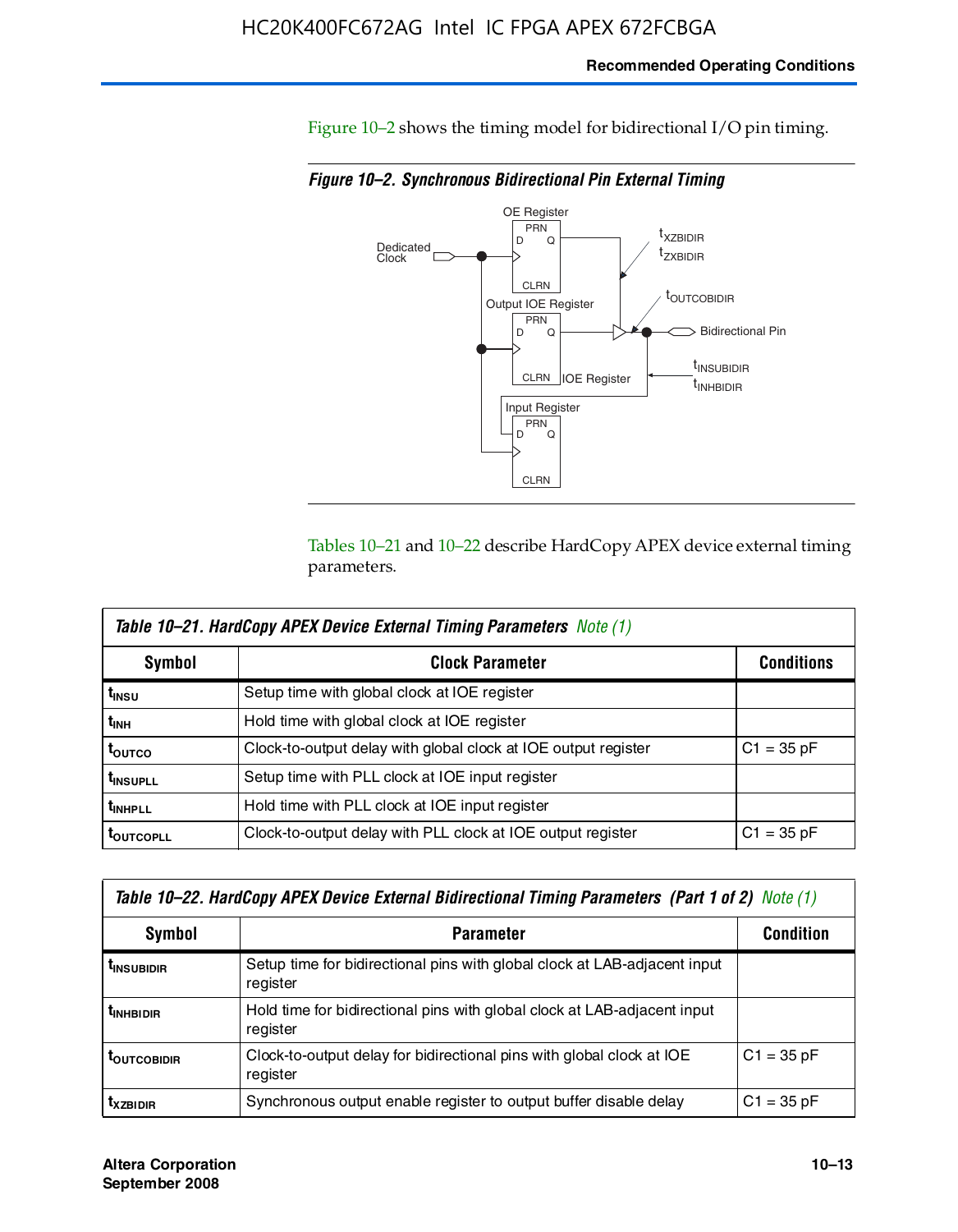Figure 10–2 shows the timing model for bidirectional I/O pin timing.

*Figure 10–2. Synchronous Bidirectional Pin External Timing*

Tables 10–21 and 10–22 describe HardCopy APEX device external timing parameters.

*Table 10–21. HardCopy APEX Device External Timing Parameters Note (1)*

| Symbol | Clock Parameter | Conditions |
|---|---|---|
| $t_{INSU}$ | Setup time with global clock at IOE register | |
| $t_{INH}$ | Hold time with global clock at IOE register | |
| $t_{OUTCO}$ | Clock-to-output delay with global clock at IOE output register | C1 = 35 pF |
| $t_{INSUPLL}$ | Setup time with PLL clock at IOE input register | |
| $t_{INHPLL}$ | Hold time with PLL clock at IOE input register | |
| $t_{OUTCOPLL}$ | Clock-to-output delay with PLL clock at IOE output register | C1 = 35 pF |

*Table 10–22. HardCopy APEX Device External Bidirectional Timing Parameters (Part 1 of 2) Note (1)*

| Symbol | Parameter | Condition |
|---|---|---|
| $t_{INSUBIDIR}$ | Setup time for bidirectional pins with global clock at LAB-adjacent input register | |
| $t_{INHBIDIR}$ | Hold time for bidirectional pins with global clock at LAB-adjacent input register | |
| $t_{OUTCOBIDIR}$ | Clock-to-output delay for bidirectional pins with global clock at IOE register | C1 = 35 pF |
| $t_{XZBIDIR}$ | Synchronous output enable register to output buffer disable delay | C1 = 35 pF |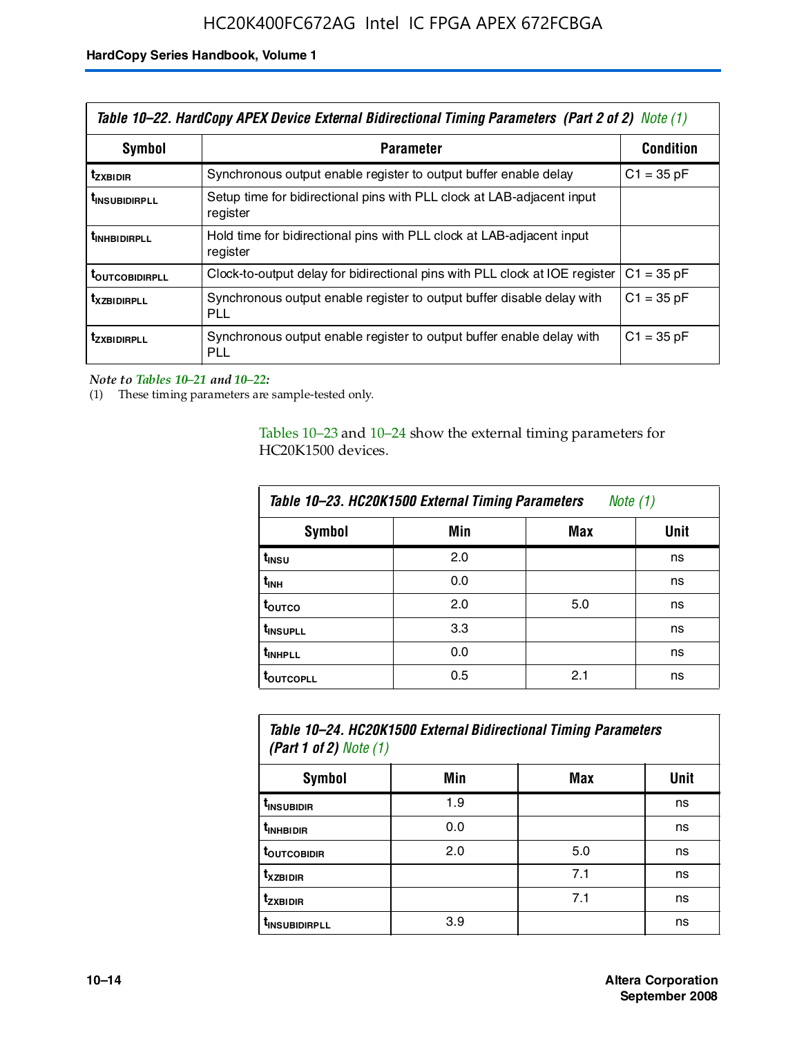| Symbol | Parameter | Condition |
|---|---|---|
| $t_{ZXBIDIR}$ | Synchronous output enable register to output buffer enable delay | C1 = 35 pF |
| $t_{INSUBIDIRPLL}$ | Setup time for bidirectional pins with PLL clock at LAB-adjacent input register | |
| $t_{INHBIDIRPLL}$ | Hold time for bidirectional pins with PLL clock at LAB-adjacent input register | |
| $t_{OUTCOBIDIRPLL}$ | Clock-to-output delay for bidirectional pins with PLL clock at IOE register | C1 = 35 pF |
| $t_{XZBIDIRPLL}$ | Synchronous output enable register to output buffer disable delay with PLL | C1 = 35 pF |
| $t_{ZXBIDIRPLL}$ | Synchronous output enable register to output buffer enable delay with PLL | C1 = 35 pF |

Table 10–22. HardCopy APEX Device External Bidirectional Timing Parameters (Part 2 of 2) Note (1)

*Note to Tables 10–21 and 10–22:*

(1) These timing parameters are sample-tested only.

Tables 10–23 and 10–24 show the external timing parameters for HC20K1500 devices.

Table 10–23. HC20K1500 External Timing Parameters Note (1)

| Symbol | Min | Max | Unit |
|---|---|---|---|
| $t_{INSU}$ | 2.0 | | ns |
| $t_{INH}$ | 0.0 | | ns |
| $t_{OUTCO}$ | 2.0 | 5.0 | ns |
| $t_{INSUPLL}$ | 3.3 | | ns |
| $t_{INHPLL}$ | 0.0 | | ns |
| $t_{OUTCOPLL}$ | 0.5 | 2.1 | ns |

Table 10–24. HC20K1500 External Bidirectional Timing Parameters (Part 1 of 2) Note (1)

| Symbol | Min | Max | Unit |
|---|---|---|---|
| $t_{INSUBIDIR}$ | 1.9 | | ns |
| $t_{INHBIDIR}$ | 0.0 | | ns |
| $t_{OUTCOBIDIR}$ | 2.0 | 5.0 | ns |
| $t_{XZBIDIR}$ | | 7.1 | ns |
| $t_{ZXBIDIR}$ | | 7.1 | ns |
| $t_{INSUBIDIRPLL}$ | 3.9 | | ns |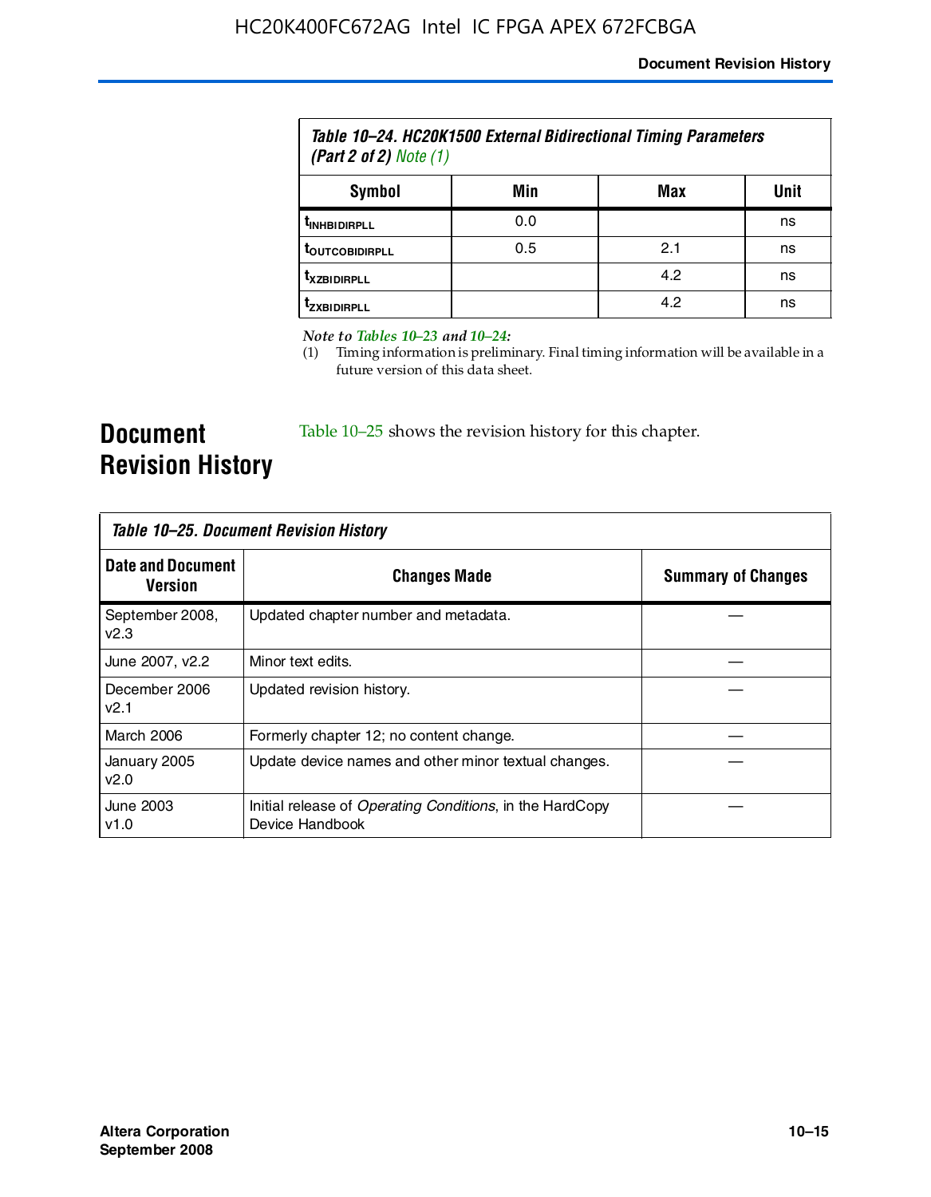Table 10–24. HC20K1500 External Bidirectional Timing Parameters (Part 2 of 2) Note (1)

| Symbol | Min | Max | Unit |
|---|---|---|---|
| $t_{INHBIDIRPLL}$ | 0.0 | | ns |
| $t_{OUTCOBIDIRPLL}$ | 0.5 | 2.1 | ns |
| $t_{XZBIDIRPLL}$ | | 4.2 | ns |
| $t_{ZXBIDIRPLL}$ | | 4.2 | ns |

*Note to Tables 10–23 and 10–24:*

(1) Timing information is preliminary. Final timing information will be available in a future version of this data sheet.

# Document Revision History

Table 10–25 shows the revision history for this chapter.

Table 10–25. Document Revision History

| Date and Document Version | Changes Made | Summary of Changes |
|---|---|---|
| September 2008, v2.3 | Updated chapter number and metadata. | — |
| June 2007, v2.2 | Minor text edits. | — |
| December 2006 v2.1 | Updated revision history. | — |
| March 2006 | Formerly chapter 12; no content change. | — |
| January 2005 v2.0 | Update device names and other minor textual changes. | — |
| June 2003 v1.0 | Initial release of *Operating Conditions*, in the HardCopy Device Handbook | — |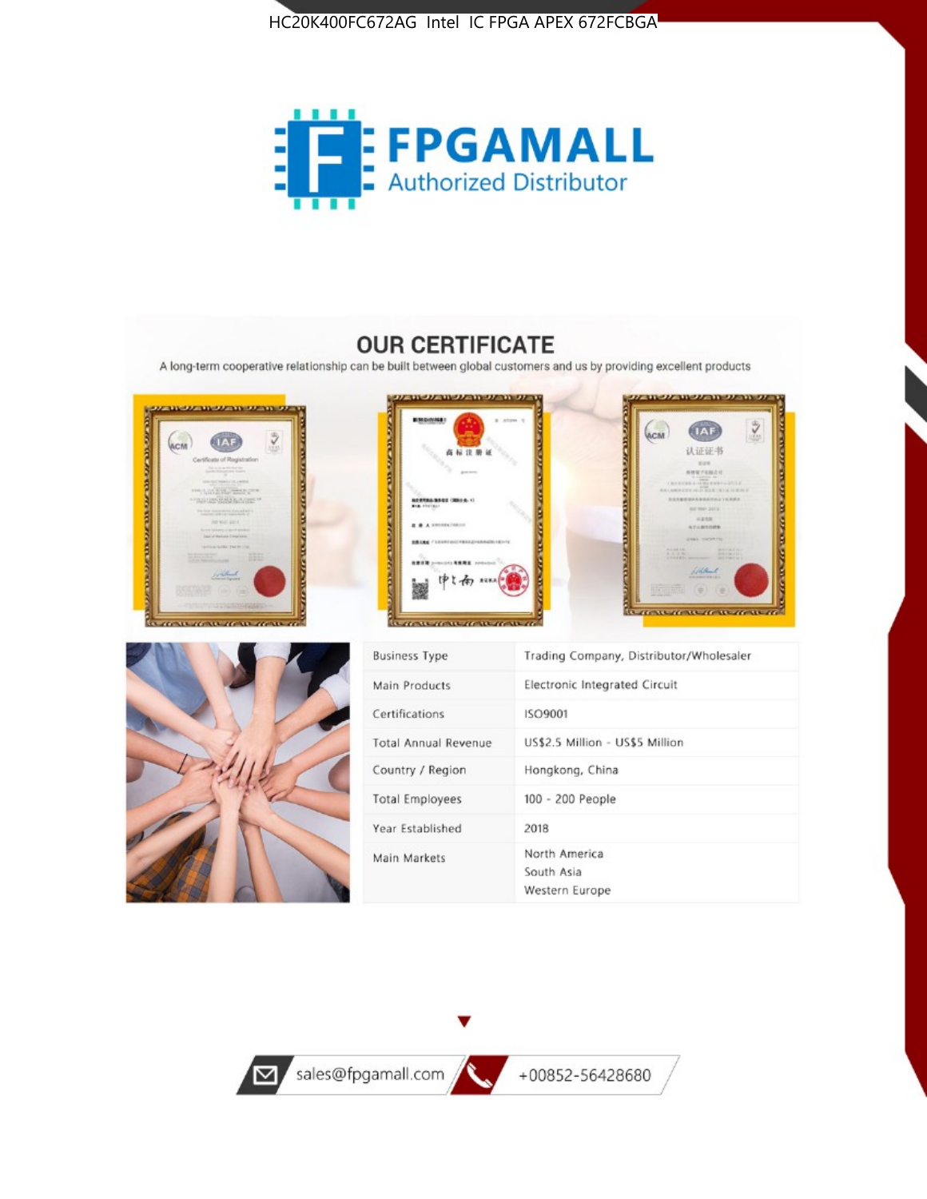FPGAMALL
Authorized Distributor

## OUR CERTIFICATE

A long-term cooperative relationship can be built between global customers and us by providing excellent products

| | |
|---|---|
| Business Type | Trading Company, Distributor/Wholesaler |
| Main Products | Electronic Integrated Circuit |
| Certifications | ISO9001 |
| Total Annual Revenue | US$2.5 Million - US$5 Million |
| Country / Region | Hongkong, China |
| Total Employees | 100 - 200 People |
| Year Established | 2018 |
| Main Markets | North America<br>South Asia<br>Western Europe |

sales@fpgamall.com

+00852-56428680